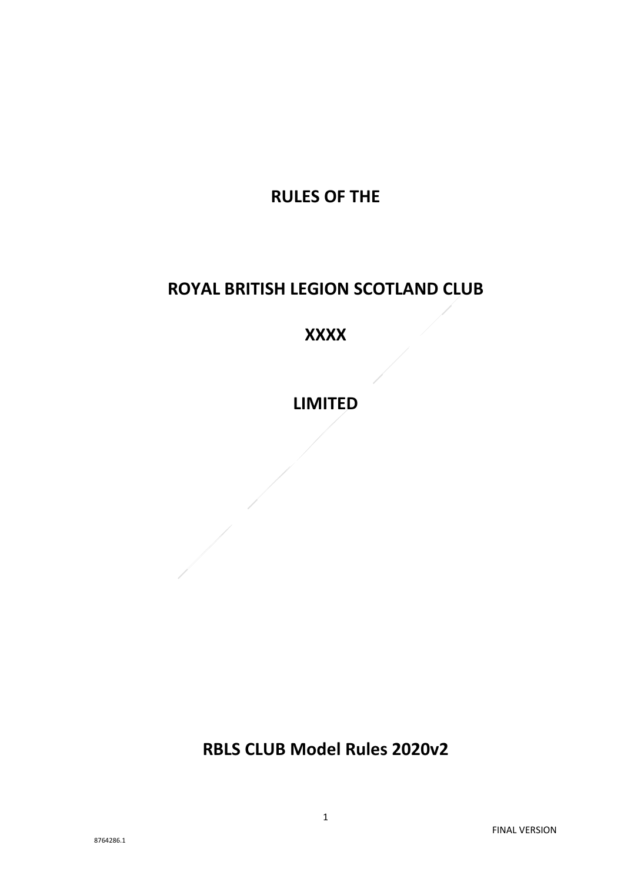# RULES OF THE

# ROYAL BRITISH LEGION SCOTLAND CLUB

# XXXX

# LIMITED

## RBLS CLUB Model Rules 2020v2

FINAL VERSION

8764286.1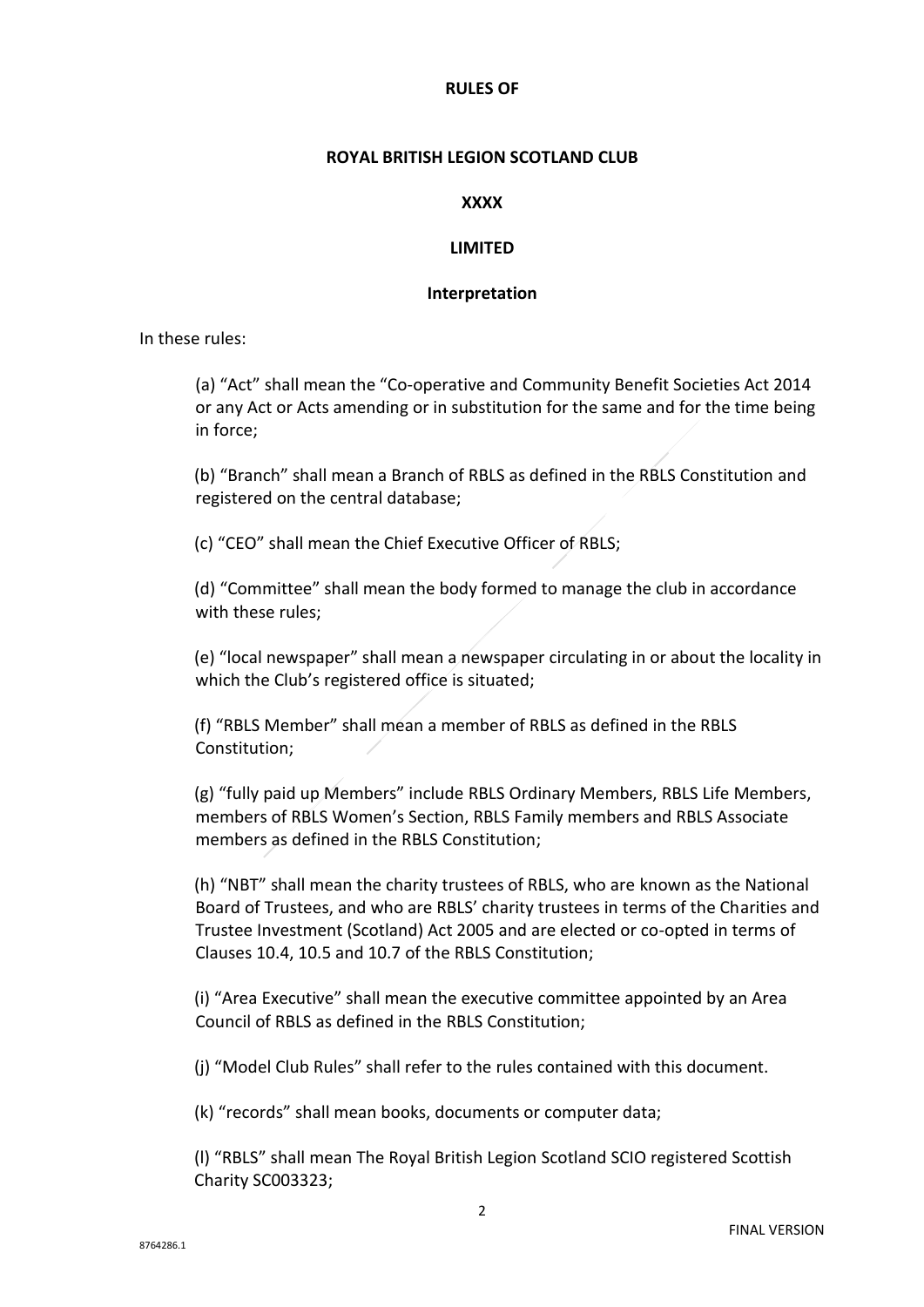**RULES OF**

**ROYAL BRITISH LEGION SCOTLAND CLUB**

**XXXX**

**LIMITED**

**Interpretation**

In these rules:

(a) “Act” shall mean the “Co-operative and Community Benefit Societies Act 2014 or any Act or Acts amending or in substitution for the same and for the time being in force;

(b) “Branch” shall mean a Branch of RBLS as defined in the RBLS Constitution and registered on the central database;

(c) “CEO” shall mean the Chief Executive Officer of RBLS;

(d) “Committee” shall mean the body formed to manage the club in accordance with these rules;

(e) “local newspaper” shall mean a newspaper circulating in or about the locality in which the Club’s registered office is situated;

(f) “RBLS Member” shall mean a member of RBLS as defined in the RBLS Constitution;

(g) “fully paid up Members” include RBLS Ordinary Members, RBLS Life Members, members of RBLS Women’s Section, RBLS Family members and RBLS Associate members as defined in the RBLS Constitution;

(h) “NBT” shall mean the charity trustees of RBLS, who are known as the National Board of Trustees, and who are RBLS’ charity trustees in terms of the Charities and Trustee Investment (Scotland) Act 2005 and are elected or co-opted in terms of Clauses 10.4, 10.5 and 10.7 of the RBLS Constitution;

(i) “Area Executive” shall mean the executive committee appointed by an Area Council of RBLS as defined in the RBLS Constitution;

(j) “Model Club Rules” shall refer to the rules contained with this document.

(k) “records” shall mean books, documents or computer data;

(l) “RBLS” shall mean The Royal British Legion Scotland SCIO registered Scottish Charity SC003323;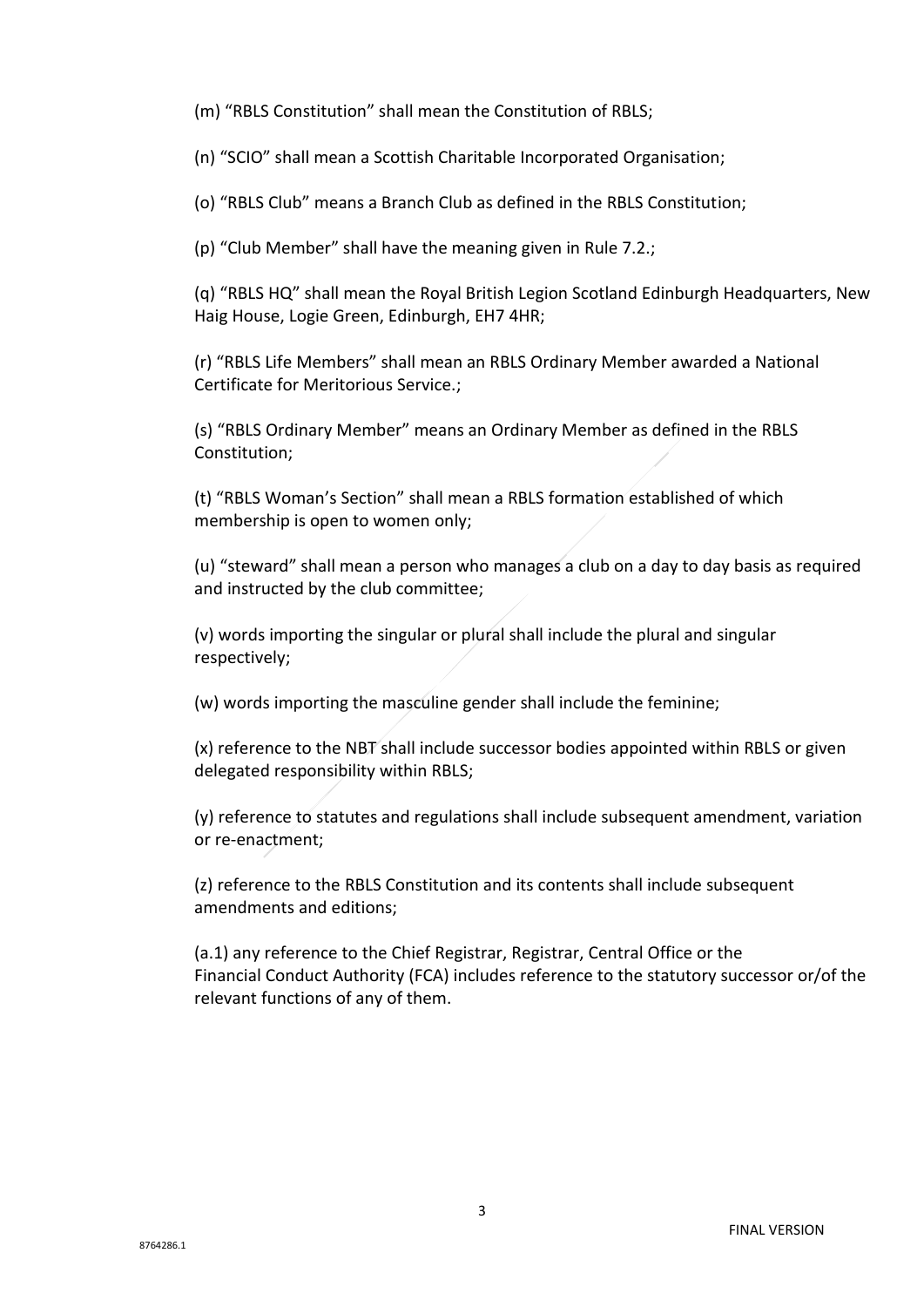(m) "RBLS Constitution" shall mean the Constitution of RBLS;

(n) "SCIO" shall mean a Scottish Charitable Incorporated Organisation;

(o) "RBLS Club" means a Branch Club as defined in the RBLS Constitution;

(p) "Club Member" shall have the meaning given in Rule 7.2.;

(q) "RBLS HQ" shall mean the Royal British Legion Scotland Edinburgh Headquarters, New Haig House, Logie Green, Edinburgh, EH7 4HR;

(r) "RBLS Life Members" shall mean an RBLS Ordinary Member awarded a National Certificate for Meritorious Service.;

(s) "RBLS Ordinary Member" means an Ordinary Member as defined in the RBLS Constitution;

(t) "RBLS Woman's Section" shall mean a RBLS formation established of which membership is open to women only;

(u) "steward" shall mean a person who manages a club on a day to day basis as required and instructed by the club committee;

(v) words importing the singular or plural shall include the plural and singular respectively;

(w) words importing the masculine gender shall include the feminine;

(x) reference to the NBT shall include successor bodies appointed within RBLS or given delegated responsibility within RBLS;

(y) reference to statutes and regulations shall include subsequent amendment, variation or re-enactment;

(z) reference to the RBLS Constitution and its contents shall include subsequent amendments and editions;

(a.1) any reference to the Chief Registrar, Registrar, Central Office or the Financial Conduct Authority (FCA) includes reference to the statutory successor or/of the relevant functions of any of them.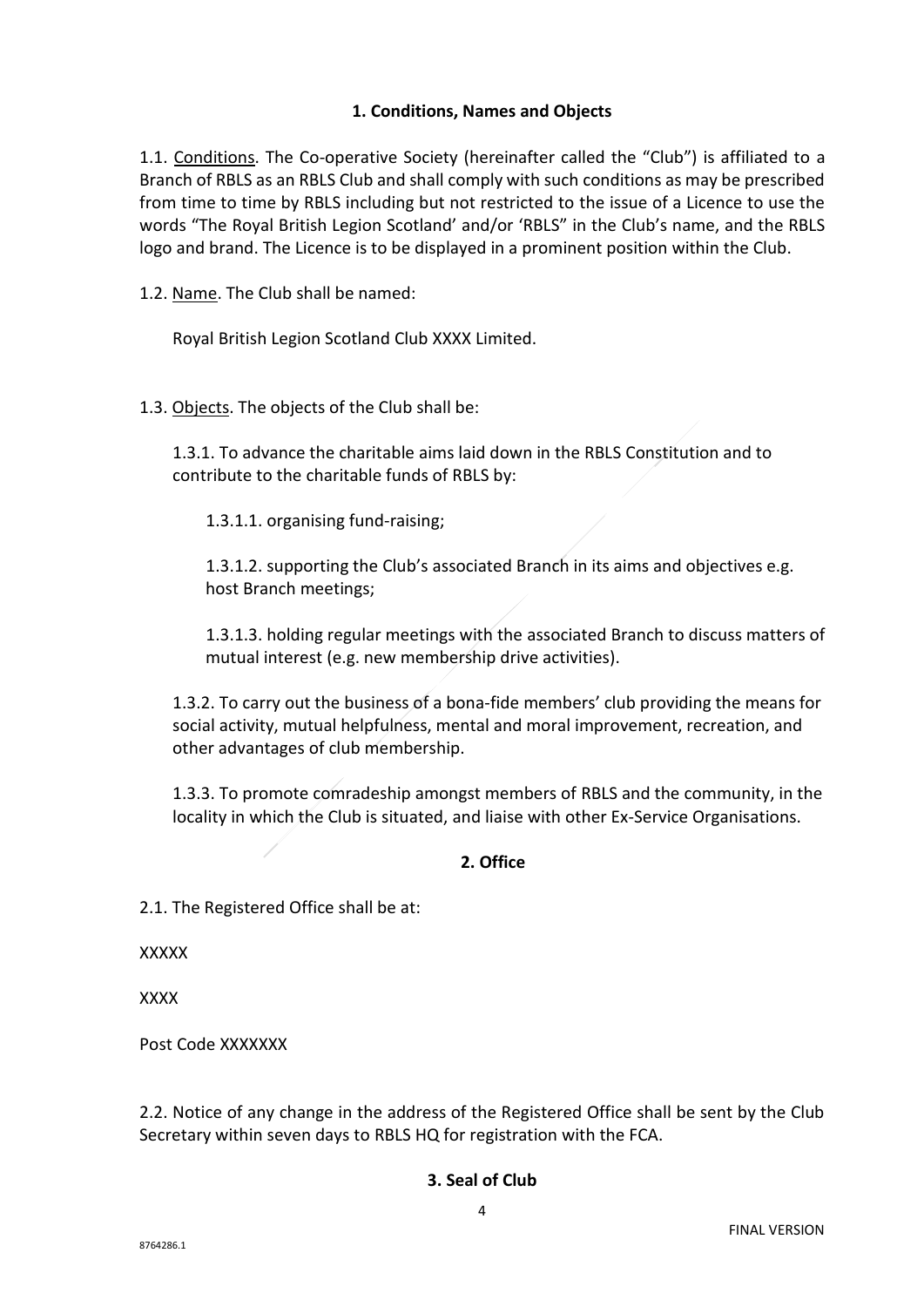## 1. Conditions, Names and Objects

1.1. Conditions. The Co-operative Society (hereinafter called the "Club") is affiliated to a Branch of RBLS as an RBLS Club and shall comply with such conditions as may be prescribed from time to time by RBLS including but not restricted to the issue of a Licence to use the words "The Royal British Legion Scotland' and/or 'RBLS" in the Club's name, and the RBLS logo and brand. The Licence is to be displayed in a prominent position within the Club.

1.2. Name. The Club shall be named:

Royal British Legion Scotland Club XXXX Limited.

1.3. Objects. The objects of the Club shall be:

1.3.1. To advance the charitable aims laid down in the RBLS Constitution and to contribute to the charitable funds of RBLS by:

1.3.1.1. organising fund-raising;

1.3.1.2. supporting the Club's associated Branch in its aims and objectives e.g. host Branch meetings;

1.3.1.3. holding regular meetings with the associated Branch to discuss matters of mutual interest (e.g. new membership drive activities).

1.3.2. To carry out the business of a bona-fide members' club providing the means for social activity, mutual helpfulness, mental and moral improvement, recreation, and other advantages of club membership.

1.3.3. To promote comradeship amongst members of RBLS and the community, in the locality in which the Club is situated, and liaise with other Ex-Service Organisations.

## 2. Office

2.1. The Registered Office shall be at:

XXXXX

XXXX

Post Code XXXXXXX

2.2. Notice of any change in the address of the Registered Office shall be sent by the Club Secretary within seven days to RBLS HQ for registration with the FCA.

## 3. Seal of Club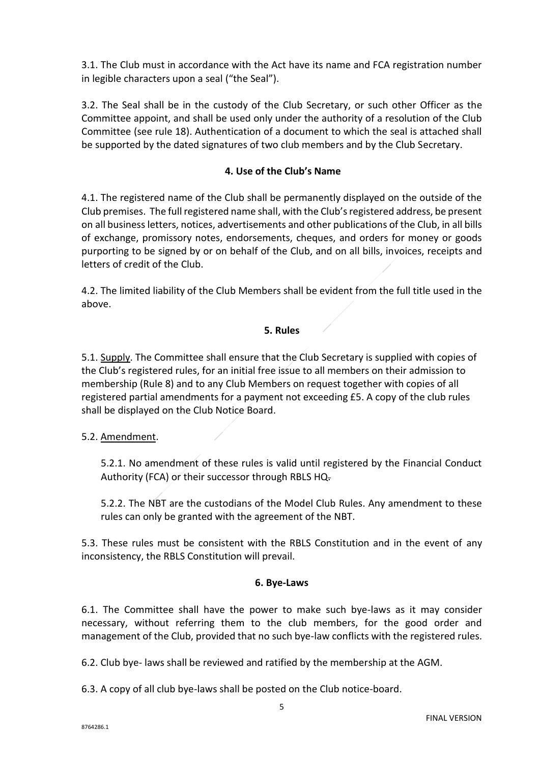3.1. The Club must in accordance with the Act have its name and FCA registration number in legible characters upon a seal ("the Seal").

3.2. The Seal shall be in the custody of the Club Secretary, or such other Officer as the Committee appoint, and shall be used only under the authority of a resolution of the Club Committee (see rule 18). Authentication of a document to which the seal is attached shall be supported by the dated signatures of two club members and by the Club Secretary.

**4. Use of the Club's Name**

4.1. The registered name of the Club shall be permanently displayed on the outside of the Club premises. The full registered name shall, with the Club's registered address, be present on all business letters, notices, advertisements and other publications of the Club, in all bills of exchange, promissory notes, endorsements, cheques, and orders for money or goods purporting to be signed by or on behalf of the Club, and on all bills, invoices, receipts and letters of credit of the Club.

4.2. The limited liability of the Club Members shall be evident from the full title used in the above.

**5. Rules**

5.1. Supply. The Committee shall ensure that the Club Secretary is supplied with copies of the Club's registered rules, for an initial free issue to all members on their admission to membership (Rule 8) and to any Club Members on request together with copies of all registered partial amendments for a payment not exceeding £5. A copy of the club rules shall be displayed on the Club Notice Board.

5.2. Amendment.

5.2.1. No amendment of these rules is valid until registered by the Financial Conduct Authority (FCA) or their successor through RBLS HQ.

5.2.2. The NBT are the custodians of the Model Club Rules. Any amendment to these rules can only be granted with the agreement of the NBT.

5.3. These rules must be consistent with the RBLS Constitution and in the event of any inconsistency, the RBLS Constitution will prevail.

**6. Bye-Laws**

6.1. The Committee shall have the power to make such bye-laws as it may consider necessary, without referring them to the club members, for the good order and management of the Club, provided that no such bye-law conflicts with the registered rules.

6.2. Club bye- laws shall be reviewed and ratified by the membership at the AGM.

6.3. A copy of all club bye-laws shall be posted on the Club notice-board.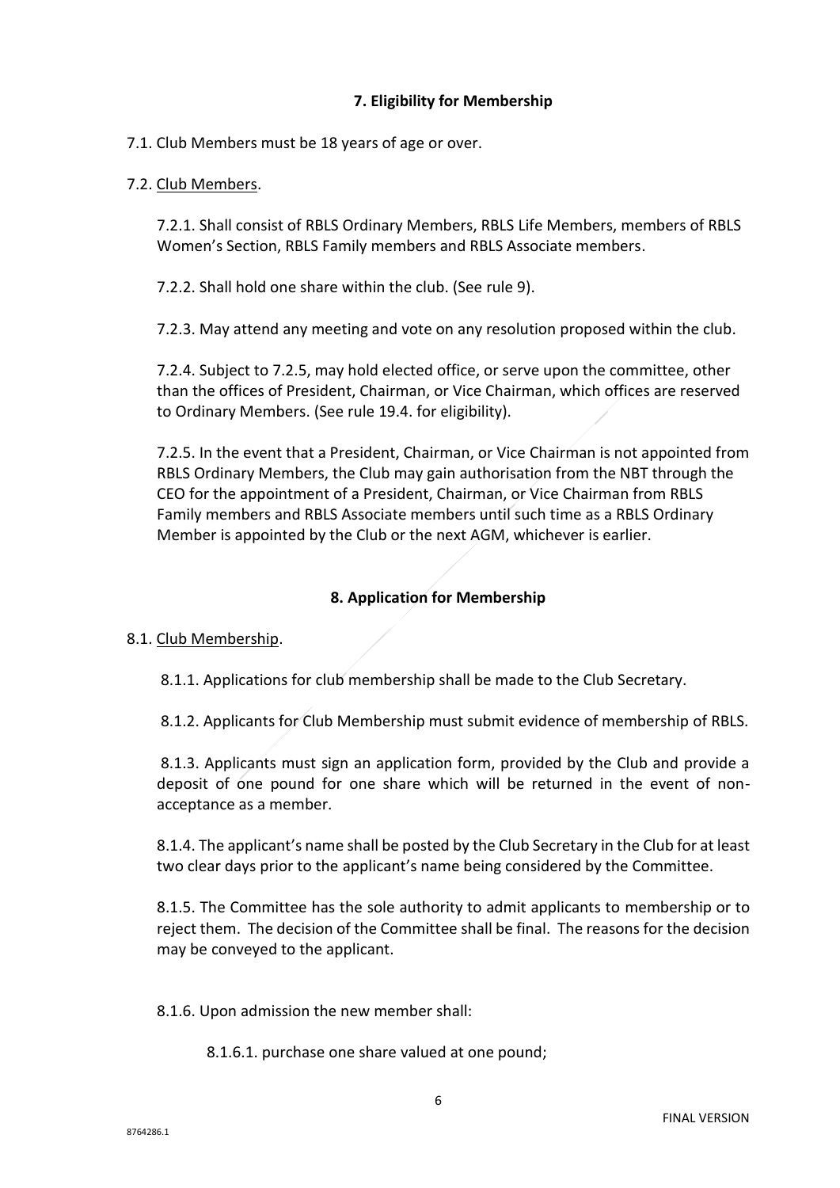### 7. Eligibility for Membership

7.1. Club Members must be 18 years of age or over.

7.2. Club Members.

7.2.1. Shall consist of RBLS Ordinary Members, RBLS Life Members, members of RBLS Women's Section, RBLS Family members and RBLS Associate members.

7.2.2. Shall hold one share within the club. (See rule 9).

7.2.3. May attend any meeting and vote on any resolution proposed within the club.

7.2.4. Subject to 7.2.5, may hold elected office, or serve upon the committee, other than the offices of President, Chairman, or Vice Chairman, which offices are reserved to Ordinary Members. (See rule 19.4. for eligibility).

7.2.5. In the event that a President, Chairman, or Vice Chairman is not appointed from RBLS Ordinary Members, the Club may gain authorisation from the NBT through the CEO for the appointment of a President, Chairman, or Vice Chairman from RBLS Family members and RBLS Associate members until such time as a RBLS Ordinary Member is appointed by the Club or the next AGM, whichever is earlier.

### 8. Application for Membership

8.1. Club Membership.

8.1.1. Applications for club membership shall be made to the Club Secretary.

8.1.2. Applicants for Club Membership must submit evidence of membership of RBLS.

8.1.3. Applicants must sign an application form, provided by the Club and provide a deposit of one pound for one share which will be returned in the event of non-acceptance as a member.

8.1.4. The applicant's name shall be posted by the Club Secretary in the Club for at least two clear days prior to the applicant's name being considered by the Committee.

8.1.5. The Committee has the sole authority to admit applicants to membership or to reject them. The decision of the Committee shall be final. The reasons for the decision may be conveyed to the applicant.

8.1.6. Upon admission the new member shall:

8.1.6.1. purchase one share valued at one pound;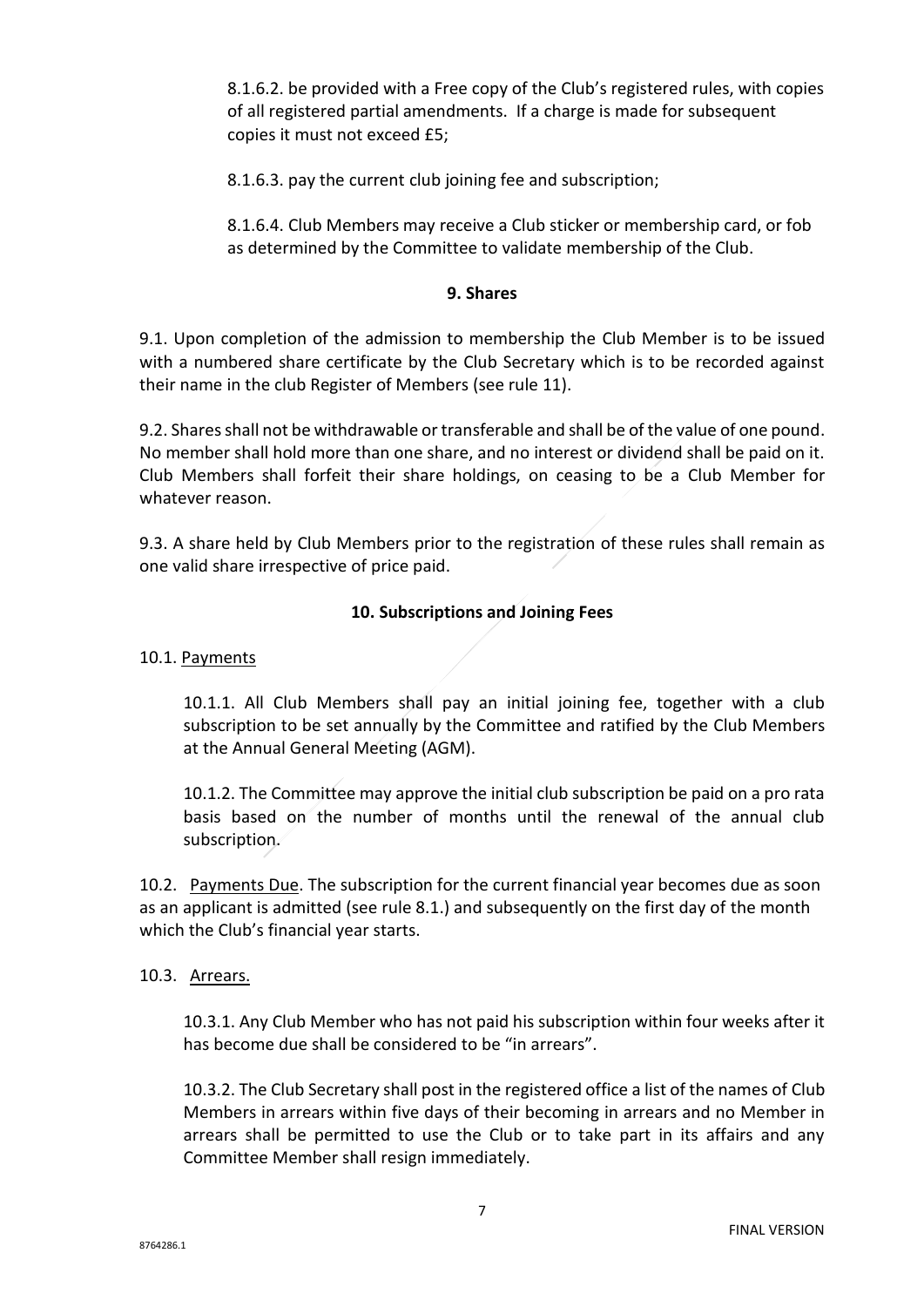8.1.6.2. be provided with a Free copy of the Club's registered rules, with copies of all registered partial amendments. If a charge is made for subsequent copies it must not exceed £5;

8.1.6.3. pay the current club joining fee and subscription;

8.1.6.4. Club Members may receive a Club sticker or membership card, or fob as determined by the Committee to validate membership of the Club.

## 9. Shares

9.1. Upon completion of the admission to membership the Club Member is to be issued with a numbered share certificate by the Club Secretary which is to be recorded against their name in the club Register of Members (see rule 11).

9.2. Shares shall not be withdrawable or transferable and shall be of the value of one pound. No member shall hold more than one share, and no interest or dividend shall be paid on it. Club Members shall forfeit their share holdings, on ceasing to be a Club Member for whatever reason.

9.3. A share held by Club Members prior to the registration of these rules shall remain as one valid share irrespective of price paid.

## 10. Subscriptions and Joining Fees

10.1. Payments

10.1.1. All Club Members shall pay an initial joining fee, together with a club subscription to be set annually by the Committee and ratified by the Club Members at the Annual General Meeting (AGM).

10.1.2. The Committee may approve the initial club subscription be paid on a pro rata basis based on the number of months until the renewal of the annual club subscription.

10.2. Payments Due. The subscription for the current financial year becomes due as soon as an applicant is admitted (see rule 8.1.) and subsequently on the first day of the month which the Club's financial year starts.

10.3. Arrears.

10.3.1. Any Club Member who has not paid his subscription within four weeks after it has become due shall be considered to be "in arrears".

10.3.2. The Club Secretary shall post in the registered office a list of the names of Club Members in arrears within five days of their becoming in arrears and no Member in arrears shall be permitted to use the Club or to take part in its affairs and any Committee Member shall resign immediately.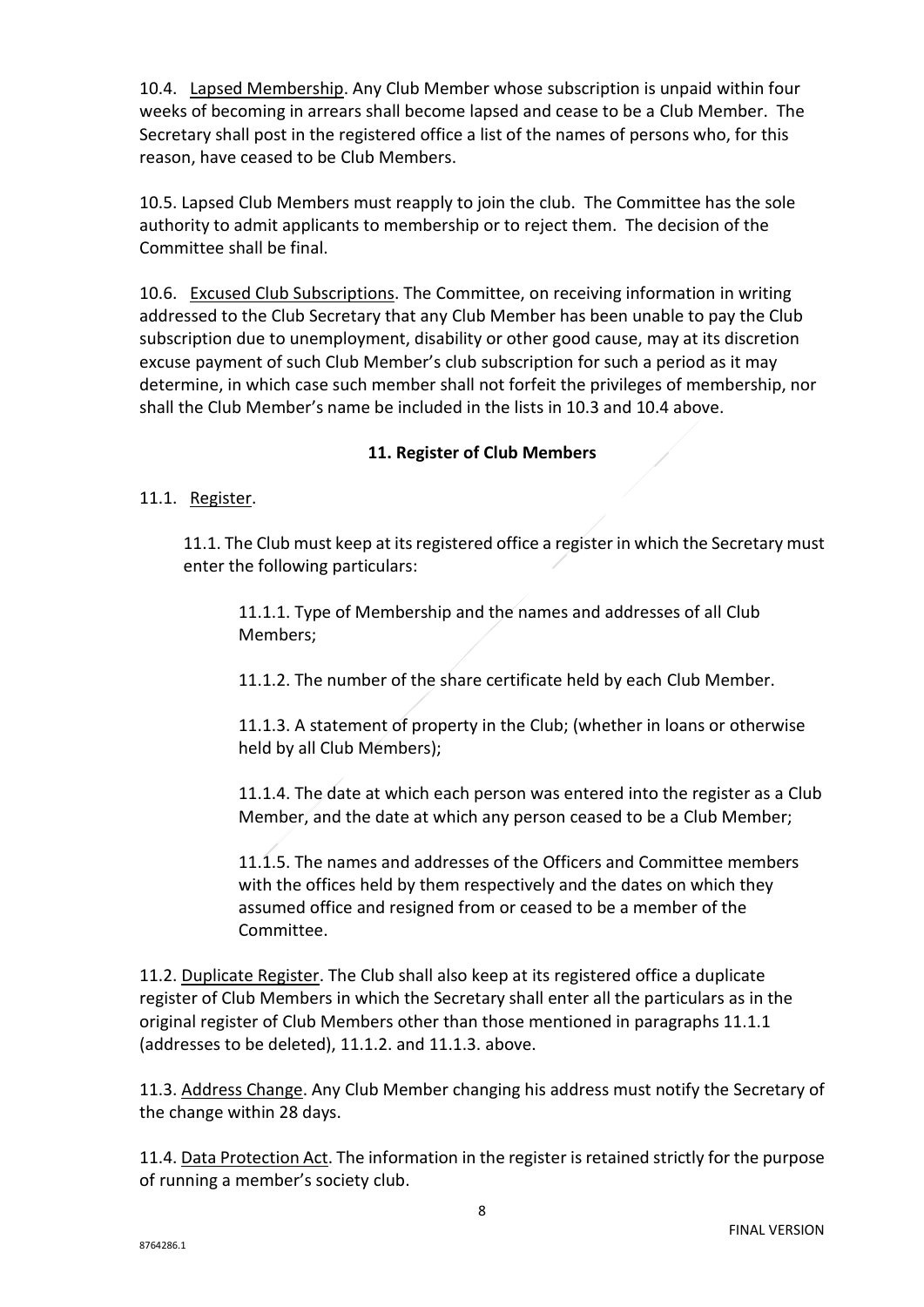10.4. Lapsed Membership. Any Club Member whose subscription is unpaid within four weeks of becoming in arrears shall become lapsed and cease to be a Club Member. The Secretary shall post in the registered office a list of the names of persons who, for this reason, have ceased to be Club Members.

10.5. Lapsed Club Members must reapply to join the club. The Committee has the sole authority to admit applicants to membership or to reject them. The decision of the Committee shall be final.

10.6. Excused Club Subscriptions. The Committee, on receiving information in writing addressed to the Club Secretary that any Club Member has been unable to pay the Club subscription due to unemployment, disability or other good cause, may at its discretion excuse payment of such Club Member's club subscription for such a period as it may determine, in which case such member shall not forfeit the privileges of membership, nor shall the Club Member's name be included in the lists in 10.3 and 10.4 above.

### 11. Register of Club Members

11.1. Register.

> 11.1. The Club must keep at its registered office a register in which the Secretary must enter the following particulars:
>
> > 11.1.1. Type of Membership and the names and addresses of all Club Members;
> >
> > 11.1.2. The number of the share certificate held by each Club Member.
> >
> > 11.1.3. A statement of property in the Club; (whether in loans or otherwise held by all Club Members);
> >
> > 11.1.4. The date at which each person was entered into the register as a Club Member, and the date at which any person ceased to be a Club Member;
> >
> > 11.1.5. The names and addresses of the Officers and Committee members with the offices held by them respectively and the dates on which they assumed office and resigned from or ceased to be a member of the Committee.

11.2. Duplicate Register. The Club shall also keep at its registered office a duplicate register of Club Members in which the Secretary shall enter all the particulars as in the original register of Club Members other than those mentioned in paragraphs 11.1.1 (addresses to be deleted), 11.1.2. and 11.1.3. above.

11.3. Address Change. Any Club Member changing his address must notify the Secretary of the change within 28 days.

11.4. Data Protection Act. The information in the register is retained strictly for the purpose of running a member's society club.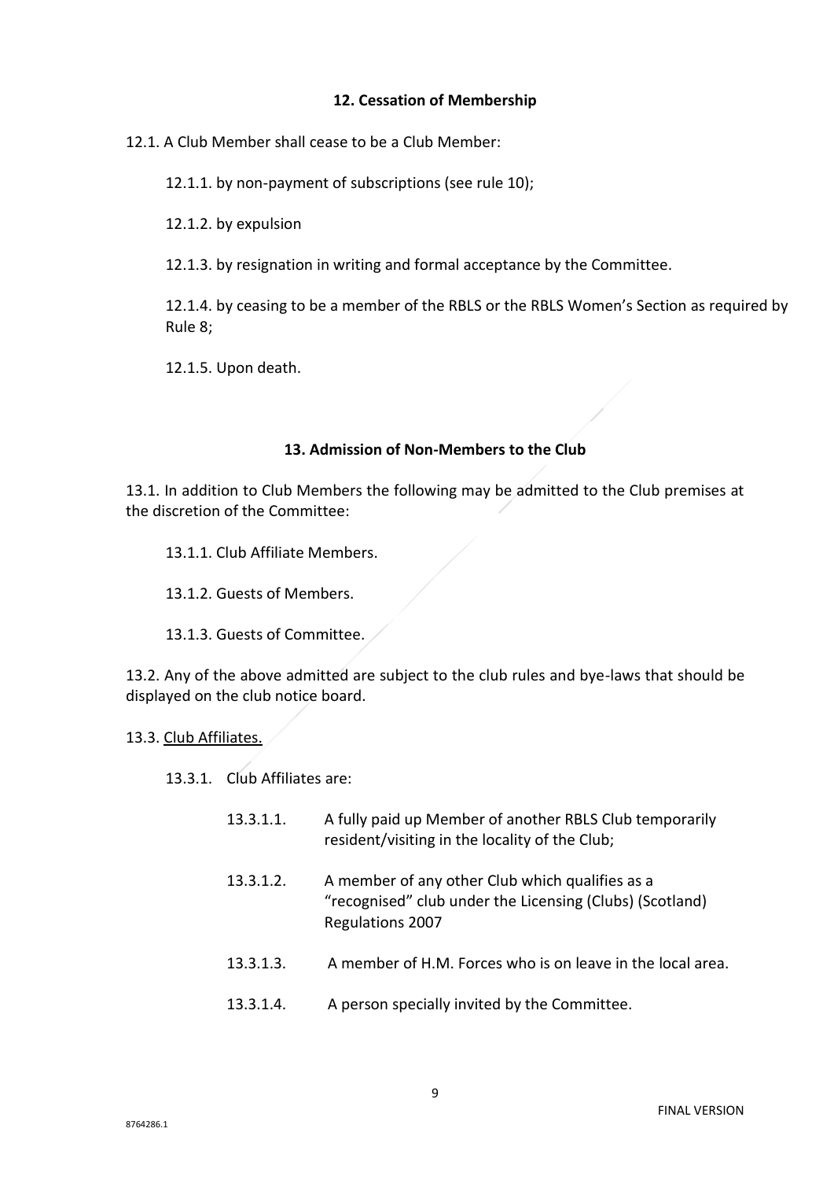## 12. Cessation of Membership

12.1. A Club Member shall cease to be a Club Member:

12.1.1. by non-payment of subscriptions (see rule 10);

12.1.2. by expulsion

12.1.3. by resignation in writing and formal acceptance by the Committee.

12.1.4. by ceasing to be a member of the RBLS or the RBLS Women's Section as required by Rule 8;

12.1.5. Upon death.

## 13. Admission of Non-Members to the Club

13.1. In addition to Club Members the following may be admitted to the Club premises at the discretion of the Committee:

13.1.1. Club Affiliate Members.

13.1.2. Guests of Members.

13.1.3. Guests of Committee.

13.2. Any of the above admitted are subject to the club rules and bye-laws that should be displayed on the club notice board.

13.3. <u>Club Affiliates.</u>

13.3.1. Club Affiliates are:

13.3.1.1. A fully paid up Member of another RBLS Club temporarily resident/visiting in the locality of the Club;

13.3.1.2. A member of any other Club which qualifies as a "recognised" club under the Licensing (Clubs) (Scotland) Regulations 2007

13.3.1.3. A member of H.M. Forces who is on leave in the local area.

13.3.1.4. A person specially invited by the Committee.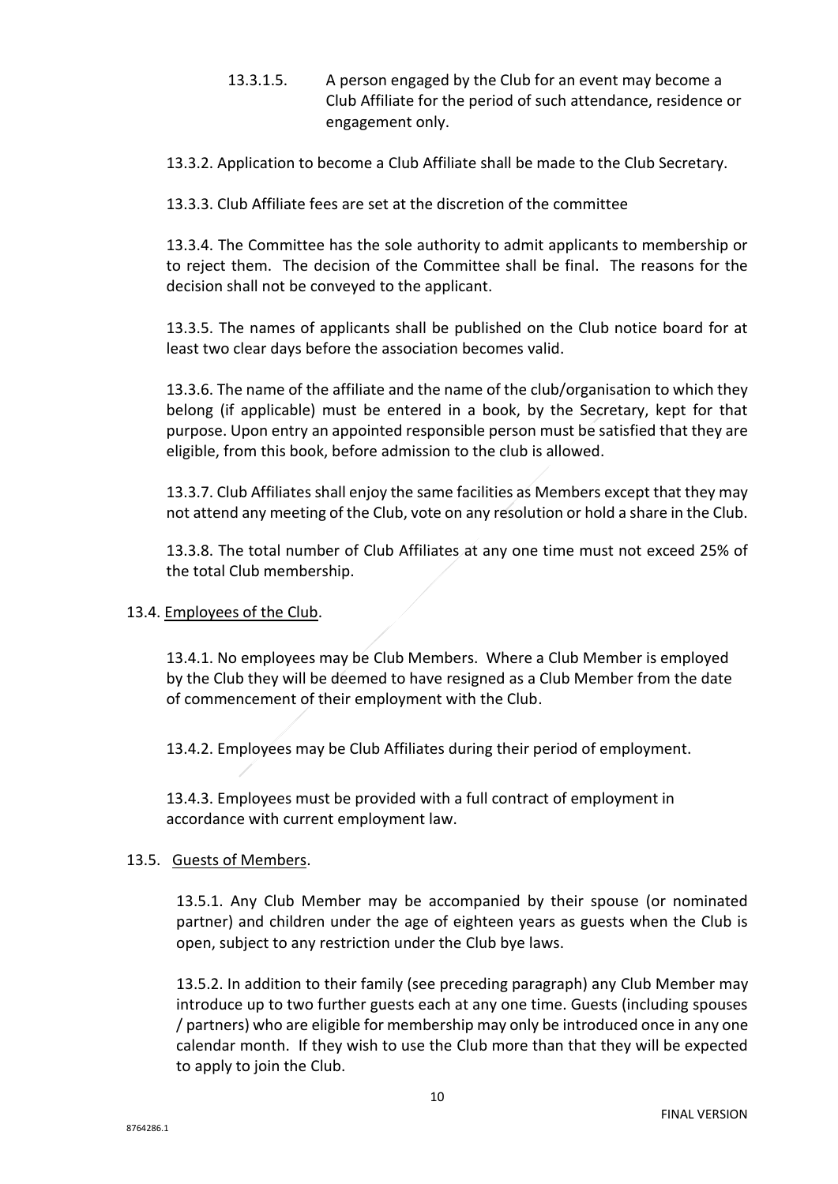13.3.1.5. A person engaged by the Club for an event may become a Club Affiliate for the period of such attendance, residence or engagement only.

13.3.2. Application to become a Club Affiliate shall be made to the Club Secretary.

13.3.3. Club Affiliate fees are set at the discretion of the committee

13.3.4. The Committee has the sole authority to admit applicants to membership or to reject them. The decision of the Committee shall be final. The reasons for the decision shall not be conveyed to the applicant.

13.3.5. The names of applicants shall be published on the Club notice board for at least two clear days before the association becomes valid.

13.3.6. The name of the affiliate and the name of the club/organisation to which they belong (if applicable) must be entered in a book, by the Secretary, kept for that purpose. Upon entry an appointed responsible person must be satisfied that they are eligible, from this book, before admission to the club is allowed.

13.3.7. Club Affiliates shall enjoy the same facilities as Members except that they may not attend any meeting of the Club, vote on any resolution or hold a share in the Club.

13.3.8. The total number of Club Affiliates at any one time must not exceed 25% of the total Club membership.

13.4. Employees of the Club.

13.4.1. No employees may be Club Members. Where a Club Member is employed by the Club they will be deemed to have resigned as a Club Member from the date of commencement of their employment with the Club.

13.4.2. Employees may be Club Affiliates during their period of employment.

13.4.3. Employees must be provided with a full contract of employment in accordance with current employment law.

13.5. Guests of Members.

13.5.1. Any Club Member may be accompanied by their spouse (or nominated partner) and children under the age of eighteen years as guests when the Club is open, subject to any restriction under the Club bye laws.

13.5.2. In addition to their family (see preceding paragraph) any Club Member may introduce up to two further guests each at any one time. Guests (including spouses / partners) who are eligible for membership may only be introduced once in any one calendar month. If they wish to use the Club more than that they will be expected to apply to join the Club.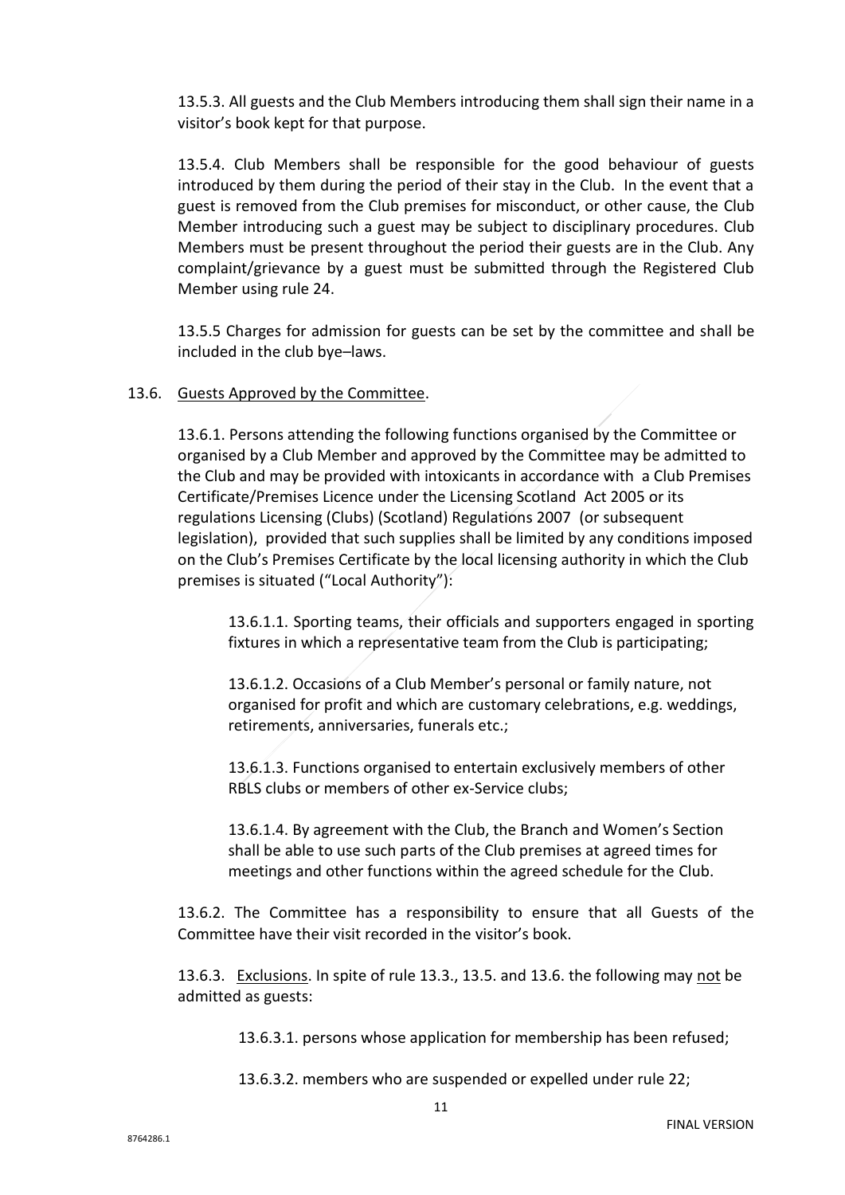13.5.3. All guests and the Club Members introducing them shall sign their name in a visitor's book kept for that purpose.

13.5.4. Club Members shall be responsible for the good behaviour of guests introduced by them during the period of their stay in the Club. In the event that a guest is removed from the Club premises for misconduct, or other cause, the Club Member introducing such a guest may be subject to disciplinary procedures. Club Members must be present throughout the period their guests are in the Club. Any complaint/grievance by a guest must be submitted through the Registered Club Member using rule 24.

13.5.5 Charges for admission for guests can be set by the committee and shall be included in the club bye–laws.

13.6. Guests Approved by the Committee.

13.6.1. Persons attending the following functions organised by the Committee or organised by a Club Member and approved by the Committee may be admitted to the Club and may be provided with intoxicants in accordance with a Club Premises Certificate/Premises Licence under the Licensing Scotland Act 2005 or its regulations Licensing (Clubs) (Scotland) Regulations 2007 (or subsequent legislation), provided that such supplies shall be limited by any conditions imposed on the Club's Premises Certificate by the local licensing authority in which the Club premises is situated ("Local Authority"):

13.6.1.1. Sporting teams, their officials and supporters engaged in sporting fixtures in which a representative team from the Club is participating;

13.6.1.2. Occasions of a Club Member's personal or family nature, not organised for profit and which are customary celebrations, e.g. weddings, retirements, anniversaries, funerals etc.;

13.6.1.3. Functions organised to entertain exclusively members of other RBLS clubs or members of other ex-Service clubs;

13.6.1.4. By agreement with the Club, the Branch and Women's Section shall be able to use such parts of the Club premises at agreed times for meetings and other functions within the agreed schedule for the Club.

13.6.2. The Committee has a responsibility to ensure that all Guests of the Committee have their visit recorded in the visitor's book.

13.6.3. Exclusions. In spite of rule 13.3., 13.5. and 13.6. the following may not be admitted as guests:

13.6.3.1. persons whose application for membership has been refused;

13.6.3.2. members who are suspended or expelled under rule 22;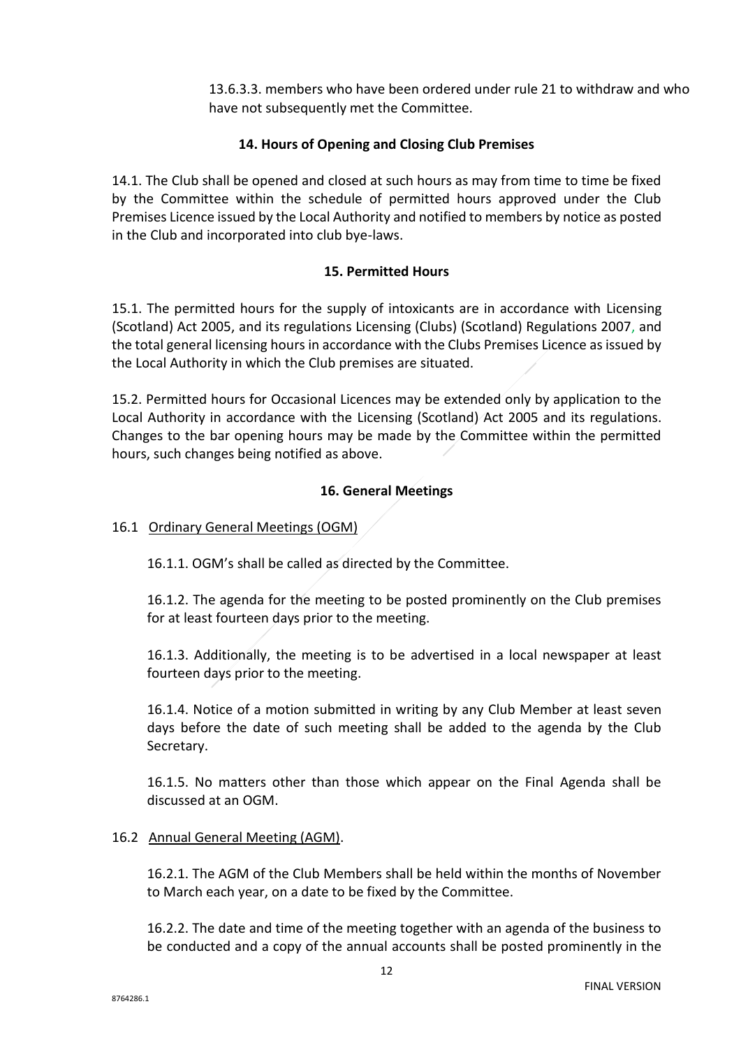13.6.3.3. members who have been ordered under rule 21 to withdraw and who have not subsequently met the Committee.

### 14. Hours of Opening and Closing Club Premises

14.1. The Club shall be opened and closed at such hours as may from time to time be fixed by the Committee within the schedule of permitted hours approved under the Club Premises Licence issued by the Local Authority and notified to members by notice as posted in the Club and incorporated into club bye-laws.

### 15. Permitted Hours

15.1. The permitted hours for the supply of intoxicants are in accordance with Licensing (Scotland) Act 2005, and its regulations Licensing (Clubs) (Scotland) Regulations 2007, and the total general licensing hours in accordance with the Clubs Premises Licence as issued by the Local Authority in which the Club premises are situated.

15.2. Permitted hours for Occasional Licences may be extended only by application to the Local Authority in accordance with the Licensing (Scotland) Act 2005 and its regulations. Changes to the bar opening hours may be made by the Committee within the permitted hours, such changes being notified as above.

### 16. General Meetings

16.1 Ordinary General Meetings (OGM)

16.1.1. OGM's shall be called as directed by the Committee.

16.1.2. The agenda for the meeting to be posted prominently on the Club premises for at least fourteen days prior to the meeting.

16.1.3. Additionally, the meeting is to be advertised in a local newspaper at least fourteen days prior to the meeting.

16.1.4. Notice of a motion submitted in writing by any Club Member at least seven days before the date of such meeting shall be added to the agenda by the Club Secretary.

16.1.5. No matters other than those which appear on the Final Agenda shall be discussed at an OGM.

16.2 Annual General Meeting (AGM).

16.2.1. The AGM of the Club Members shall be held within the months of November to March each year, on a date to be fixed by the Committee.

16.2.2. The date and time of the meeting together with an agenda of the business to be conducted and a copy of the annual accounts shall be posted prominently in the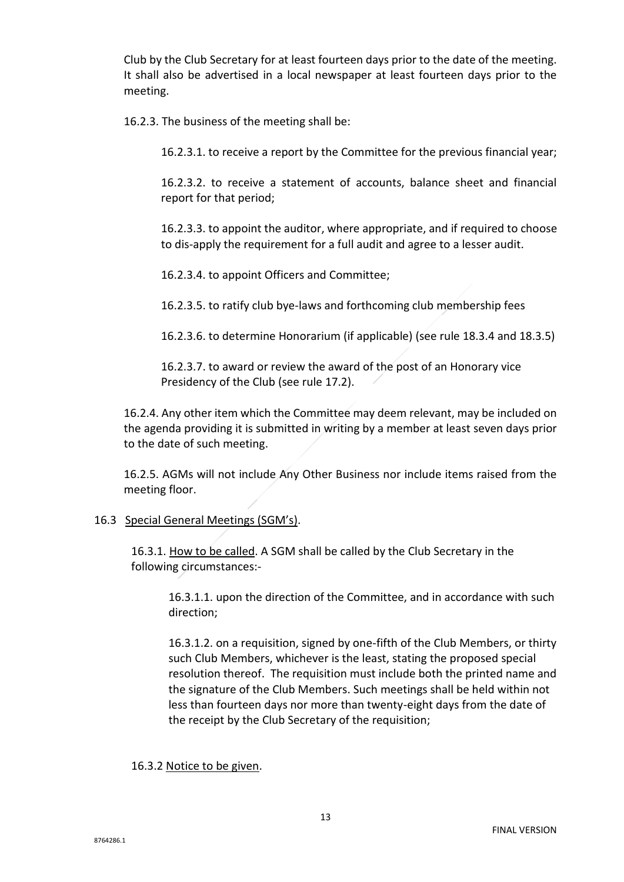Club by the Club Secretary for at least fourteen days prior to the date of the meeting. It shall also be advertised in a local newspaper at least fourteen days prior to the meeting.

16.2.3. The business of the meeting shall be:

16.2.3.1. to receive a report by the Committee for the previous financial year;

16.2.3.2. to receive a statement of accounts, balance sheet and financial report for that period;

16.2.3.3. to appoint the auditor, where appropriate, and if required to choose to dis-apply the requirement for a full audit and agree to a lesser audit.

16.2.3.4. to appoint Officers and Committee;

16.2.3.5. to ratify club bye-laws and forthcoming club membership fees

16.2.3.6. to determine Honorarium (if applicable) (see rule 18.3.4 and 18.3.5)

16.2.3.7. to award or review the award of the post of an Honorary vice Presidency of the Club (see rule 17.2).

16.2.4. Any other item which the Committee may deem relevant, may be included on the agenda providing it is submitted in writing by a member at least seven days prior to the date of such meeting.

16.2.5. AGMs will not include Any Other Business nor include items raised from the meeting floor.

16.3 Special General Meetings (SGM's).

16.3.1. How to be called. A SGM shall be called by the Club Secretary in the following circumstances:-

16.3.1.1. upon the direction of the Committee, and in accordance with such direction;

16.3.1.2. on a requisition, signed by one-fifth of the Club Members, or thirty such Club Members, whichever is the least, stating the proposed special resolution thereof. The requisition must include both the printed name and the signature of the Club Members. Such meetings shall be held within not less than fourteen days nor more than twenty-eight days from the date of the receipt by the Club Secretary of the requisition;

16.3.2 Notice to be given.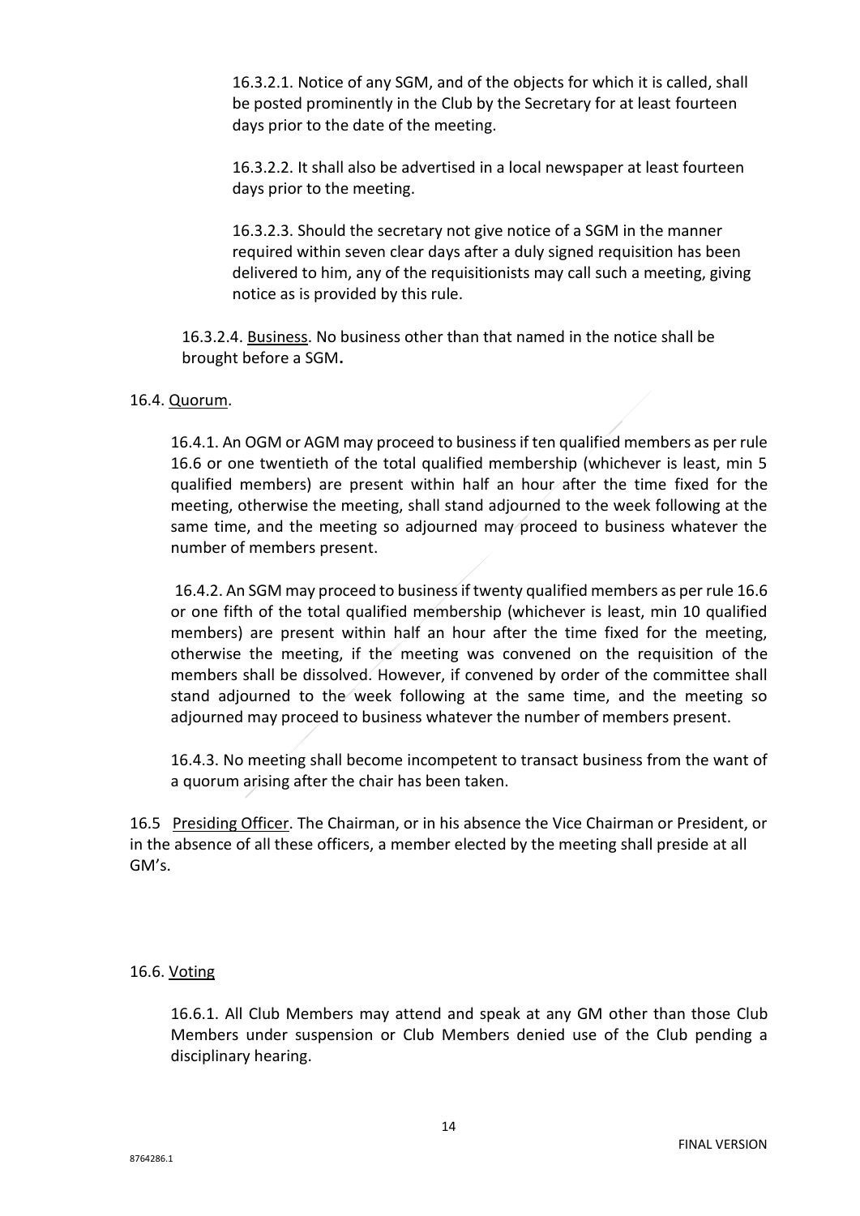16.3.2.1. Notice of any SGM, and of the objects for which it is called, shall be posted prominently in the Club by the Secretary for at least fourteen days prior to the date of the meeting.

16.3.2.2. It shall also be advertised in a local newspaper at least fourteen days prior to the meeting.

16.3.2.3. Should the secretary not give notice of a SGM in the manner required within seven clear days after a duly signed requisition has been delivered to him, any of the requisitionists may call such a meeting, giving notice as is provided by this rule.

16.3.2.4. Business. No business other than that named in the notice shall be brought before a SGM**.**

16.4. Quorum.

16.4.1. An OGM or AGM may proceed to business if ten qualified members as per rule 16.6 or one twentieth of the total qualified membership (whichever is least, min 5 qualified members) are present within half an hour after the time fixed for the meeting, otherwise the meeting, shall stand adjourned to the week following at the same time, and the meeting so adjourned may proceed to business whatever the number of members present.

16.4.2. An SGM may proceed to business if twenty qualified members as per rule 16.6 or one fifth of the total qualified membership (whichever is least, min 10 qualified members) are present within half an hour after the time fixed for the meeting, otherwise the meeting, if the meeting was convened on the requisition of the members shall be dissolved. However, if convened by order of the committee shall stand adjourned to the week following at the same time, and the meeting so adjourned may proceed to business whatever the number of members present.

16.4.3. No meeting shall become incompetent to transact business from the want of a quorum arising after the chair has been taken.

16.5 Presiding Officer. The Chairman, or in his absence the Vice Chairman or President, or in the absence of all these officers, a member elected by the meeting shall preside at all GM's.

16.6. Voting

16.6.1. All Club Members may attend and speak at any GM other than those Club Members under suspension or Club Members denied use of the Club pending a disciplinary hearing.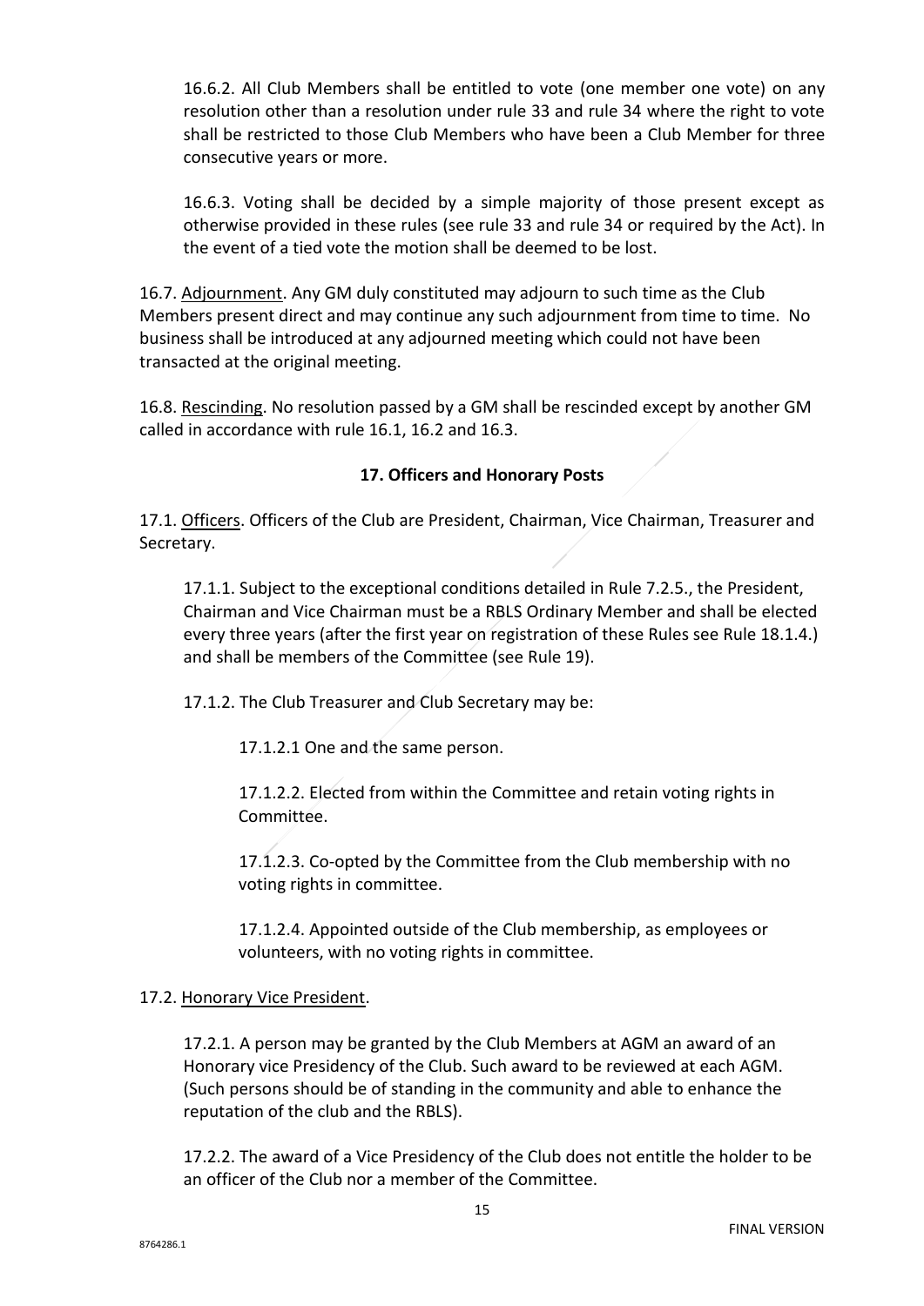16.6.2. All Club Members shall be entitled to vote (one member one vote) on any resolution other than a resolution under rule 33 and rule 34 where the right to vote shall be restricted to those Club Members who have been a Club Member for three consecutive years or more.

16.6.3. Voting shall be decided by a simple majority of those present except as otherwise provided in these rules (see rule 33 and rule 34 or required by the Act). In the event of a tied vote the motion shall be deemed to be lost.

16.7. Adjournment. Any GM duly constituted may adjourn to such time as the Club Members present direct and may continue any such adjournment from time to time. No business shall be introduced at any adjourned meeting which could not have been transacted at the original meeting.

16.8. Rescinding. No resolution passed by a GM shall be rescinded except by another GM called in accordance with rule 16.1, 16.2 and 16.3.

**17. Officers and Honorary Posts**

17.1. Officers. Officers of the Club are President, Chairman, Vice Chairman, Treasurer and Secretary.

17.1.1. Subject to the exceptional conditions detailed in Rule 7.2.5., the President, Chairman and Vice Chairman must be a RBLS Ordinary Member and shall be elected every three years (after the first year on registration of these Rules see Rule 18.1.4.) and shall be members of the Committee (see Rule 19).

17.1.2. The Club Treasurer and Club Secretary may be:

17.1.2.1 One and the same person.

17.1.2.2. Elected from within the Committee and retain voting rights in Committee.

17.1.2.3. Co-opted by the Committee from the Club membership with no voting rights in committee.

17.1.2.4. Appointed outside of the Club membership, as employees or volunteers, with no voting rights in committee.

17.2. Honorary Vice President.

17.2.1. A person may be granted by the Club Members at AGM an award of an Honorary vice Presidency of the Club. Such award to be reviewed at each AGM. (Such persons should be of standing in the community and able to enhance the reputation of the club and the RBLS).

17.2.2. The award of a Vice Presidency of the Club does not entitle the holder to be an officer of the Club nor a member of the Committee.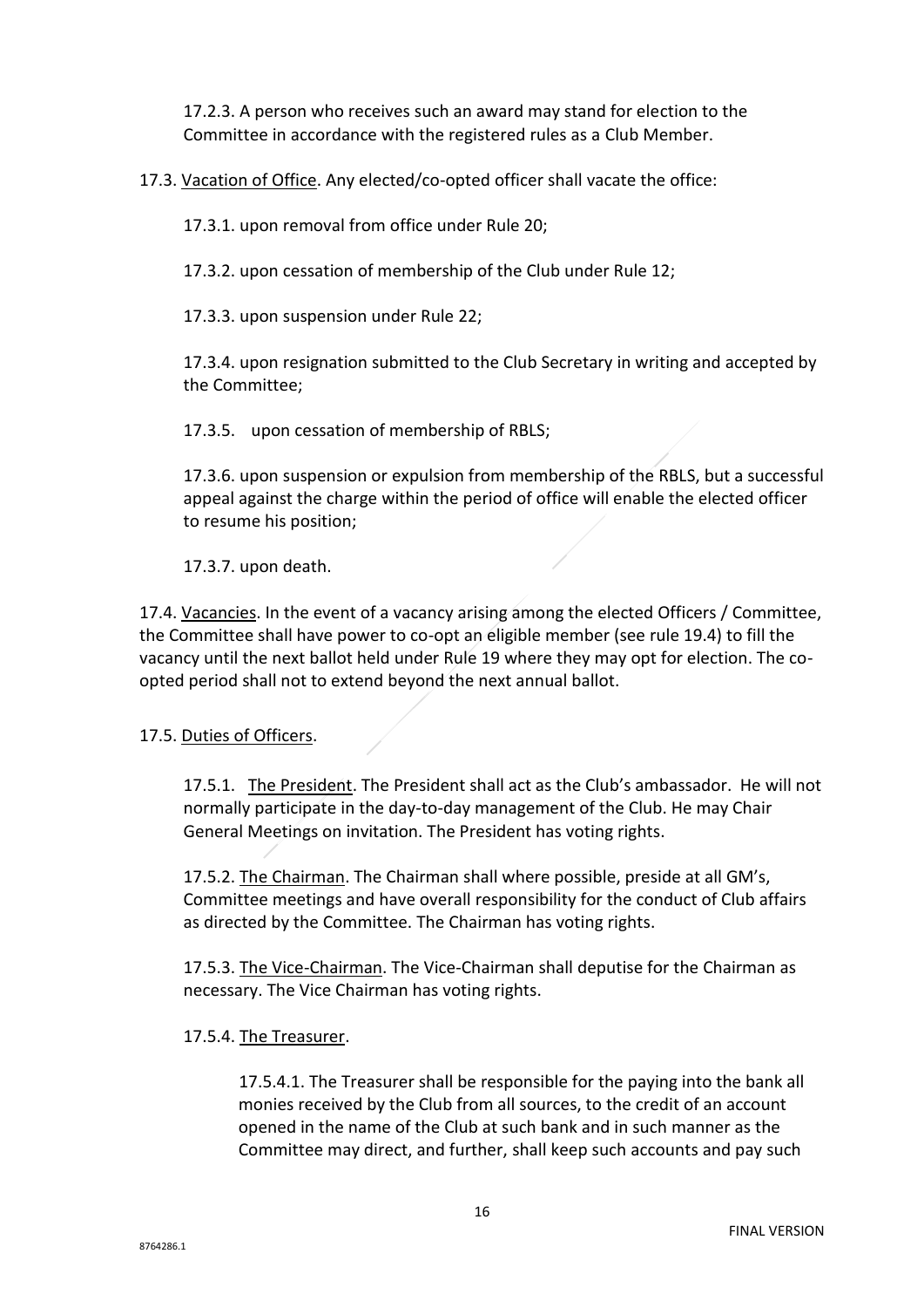17.2.3. A person who receives such an award may stand for election to the Committee in accordance with the registered rules as a Club Member.

17.3. Vacation of Office. Any elected/co-opted officer shall vacate the office:

17.3.1. upon removal from office under Rule 20;

17.3.2. upon cessation of membership of the Club under Rule 12;

17.3.3. upon suspension under Rule 22;

17.3.4. upon resignation submitted to the Club Secretary in writing and accepted by the Committee;

17.3.5. upon cessation of membership of RBLS;

17.3.6. upon suspension or expulsion from membership of the RBLS, but a successful appeal against the charge within the period of office will enable the elected officer to resume his position;

17.3.7. upon death.

17.4. Vacancies. In the event of a vacancy arising among the elected Officers / Committee, the Committee shall have power to co-opt an eligible member (see rule 19.4) to fill the vacancy until the next ballot held under Rule 19 where they may opt for election. The co-opted period shall not to extend beyond the next annual ballot.

17.5. Duties of Officers.

17.5.1. The President. The President shall act as the Club's ambassador. He will not normally participate in the day-to-day management of the Club. He may Chair General Meetings on invitation. The President has voting rights.

17.5.2. The Chairman. The Chairman shall where possible, preside at all GM's, Committee meetings and have overall responsibility for the conduct of Club affairs as directed by the Committee. The Chairman has voting rights.

17.5.3. The Vice-Chairman. The Vice-Chairman shall deputise for the Chairman as necessary. The Vice Chairman has voting rights.

17.5.4. The Treasurer.

17.5.4.1. The Treasurer shall be responsible for the paying into the bank all monies received by the Club from all sources, to the credit of an account opened in the name of the Club at such bank and in such manner as the Committee may direct, and further, shall keep such accounts and pay such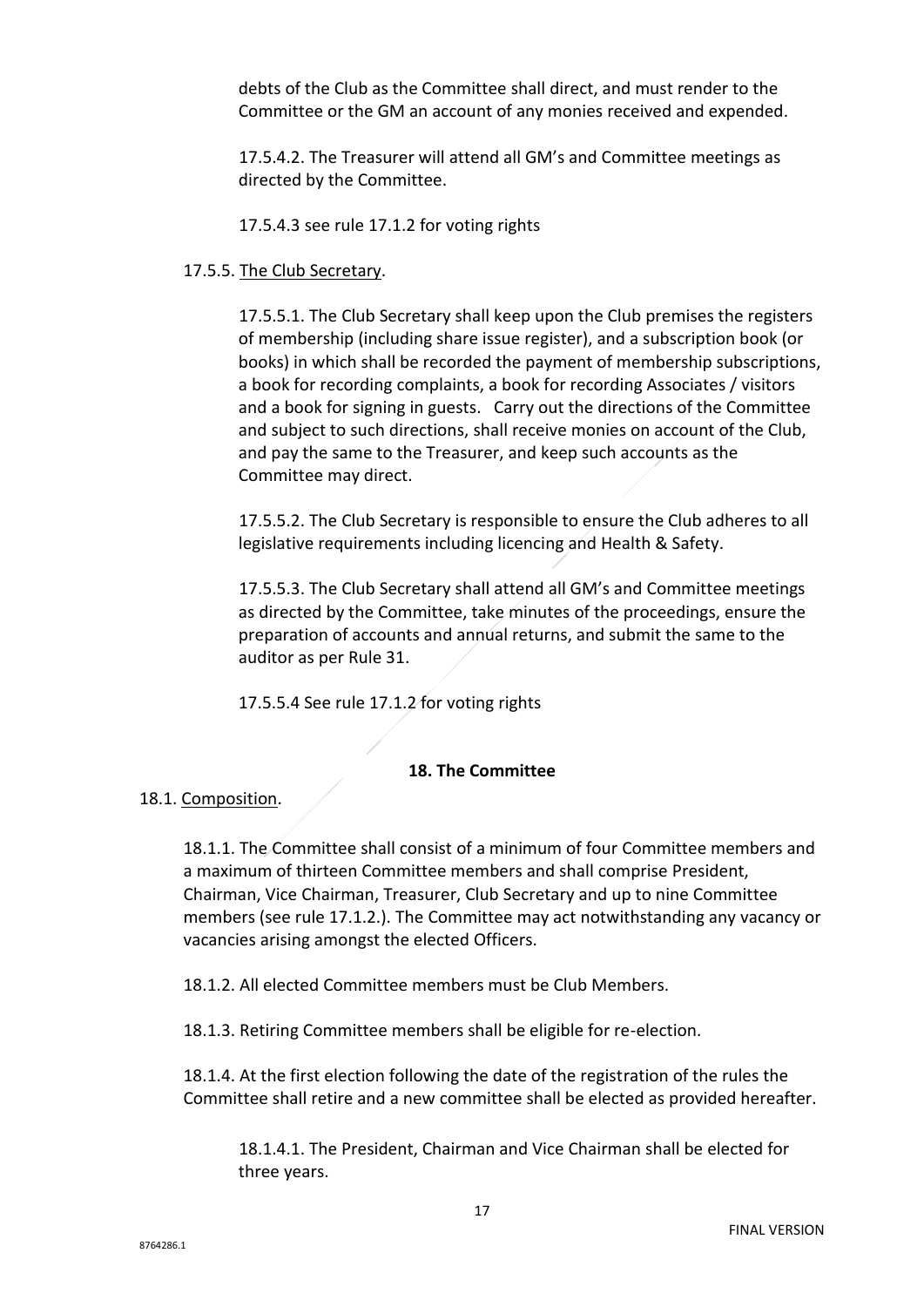debts of the Club as the Committee shall direct, and must render to the Committee or the GM an account of any monies received and expended.

17.5.4.2. The Treasurer will attend all GM's and Committee meetings as directed by the Committee.

17.5.4.3 see rule 17.1.2 for voting rights

17.5.5. <u>The Club Secretary</u>.

17.5.5.1. The Club Secretary shall keep upon the Club premises the registers of membership (including share issue register), and a subscription book (or books) in which shall be recorded the payment of membership subscriptions, a book for recording complaints, a book for recording Associates / visitors and a book for signing in guests. Carry out the directions of the Committee and subject to such directions, shall receive monies on account of the Club, and pay the same to the Treasurer, and keep such accounts as the Committee may direct.

17.5.5.2. The Club Secretary is responsible to ensure the Club adheres to all legislative requirements including licencing and Health & Safety.

17.5.5.3. The Club Secretary shall attend all GM's and Committee meetings as directed by the Committee, take minutes of the proceedings, ensure the preparation of accounts and annual returns, and submit the same to the auditor as per Rule 31.

17.5.5.4 See rule 17.1.2 for voting rights

## 18. The Committee

18.1. <u>Composition</u>.

18.1.1. The Committee shall consist of a minimum of four Committee members and a maximum of thirteen Committee members and shall comprise President, Chairman, Vice Chairman, Treasurer, Club Secretary and up to nine Committee members (see rule 17.1.2.). The Committee may act notwithstanding any vacancy or vacancies arising amongst the elected Officers.

18.1.2. All elected Committee members must be Club Members.

18.1.3. Retiring Committee members shall be eligible for re-election.

18.1.4. At the first election following the date of the registration of the rules the Committee shall retire and a new committee shall be elected as provided hereafter.

18.1.4.1. The President, Chairman and Vice Chairman shall be elected for three years.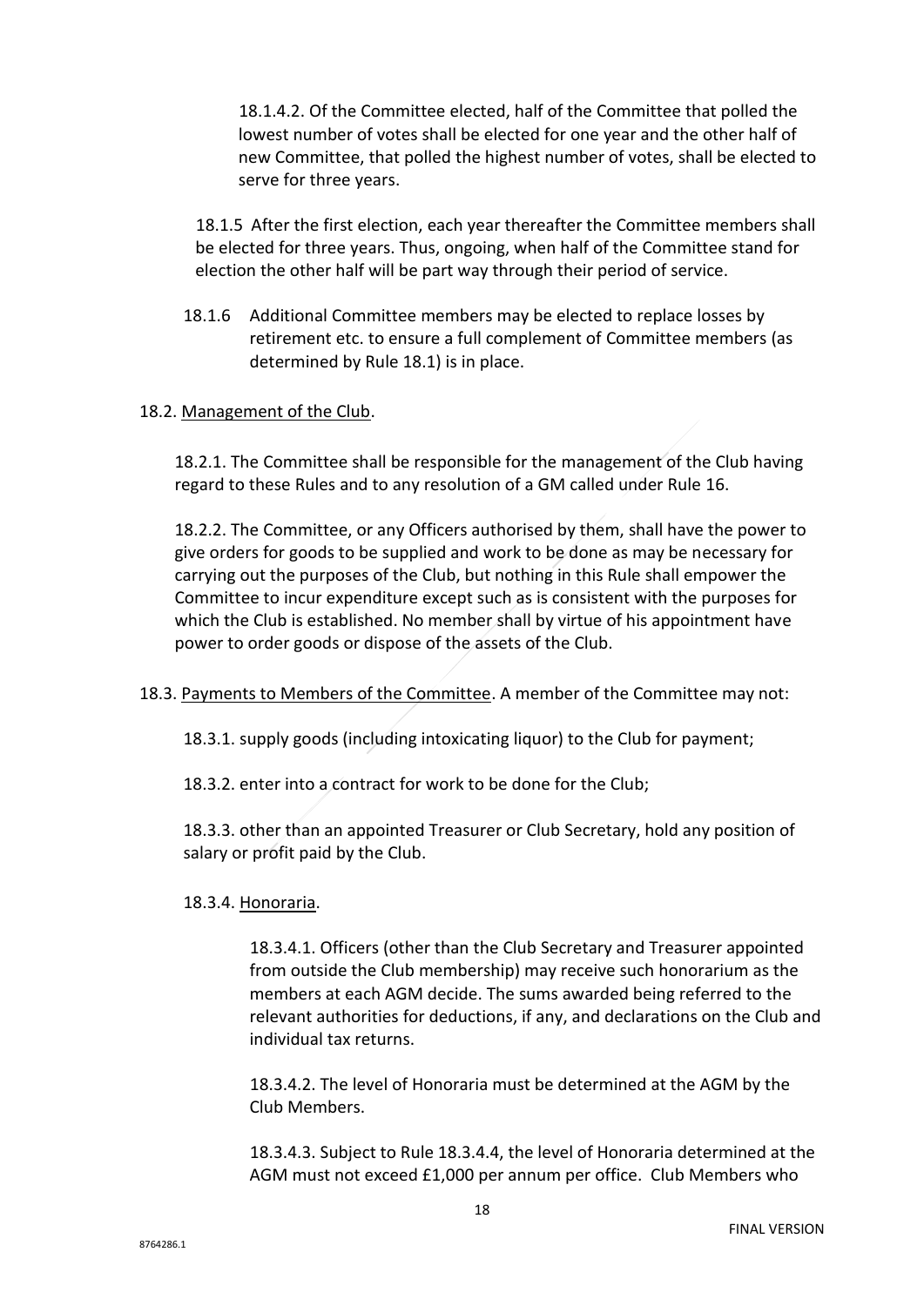18.1.4.2. Of the Committee elected, half of the Committee that polled the lowest number of votes shall be elected for one year and the other half of new Committee, that polled the highest number of votes, shall be elected to serve for three years.

18.1.5 After the first election, each year thereafter the Committee members shall be elected for three years. Thus, ongoing, when half of the Committee stand for election the other half will be part way through their period of service.

18.1.6 Additional Committee members may be elected to replace losses by retirement etc. to ensure a full complement of Committee members (as determined by Rule 18.1) is in place.

18.2. <u>Management of the Club</u>.

18.2.1. The Committee shall be responsible for the management of the Club having regard to these Rules and to any resolution of a GM called under Rule 16.

18.2.2. The Committee, or any Officers authorised by them, shall have the power to give orders for goods to be supplied and work to be done as may be necessary for carrying out the purposes of the Club, but nothing in this Rule shall empower the Committee to incur expenditure except such as is consistent with the purposes for which the Club is established. No member shall by virtue of his appointment have power to order goods or dispose of the assets of the Club.

18.3. <u>Payments to Members of the Committee</u>. A member of the Committee may not:

18.3.1. supply goods (including intoxicating liquor) to the Club for payment;

18.3.2. enter into a contract for work to be done for the Club;

18.3.3. other than an appointed Treasurer or Club Secretary, hold any position of salary or profit paid by the Club.

18.3.4. <u>Honoraria</u>.

18.3.4.1. Officers (other than the Club Secretary and Treasurer appointed from outside the Club membership) may receive such honorarium as the members at each AGM decide. The sums awarded being referred to the relevant authorities for deductions, if any, and declarations on the Club and individual tax returns.

18.3.4.2. The level of Honoraria must be determined at the AGM by the Club Members.

18.3.4.3. Subject to Rule 18.3.4.4, the level of Honoraria determined at the AGM must not exceed £1,000 per annum per office. Club Members who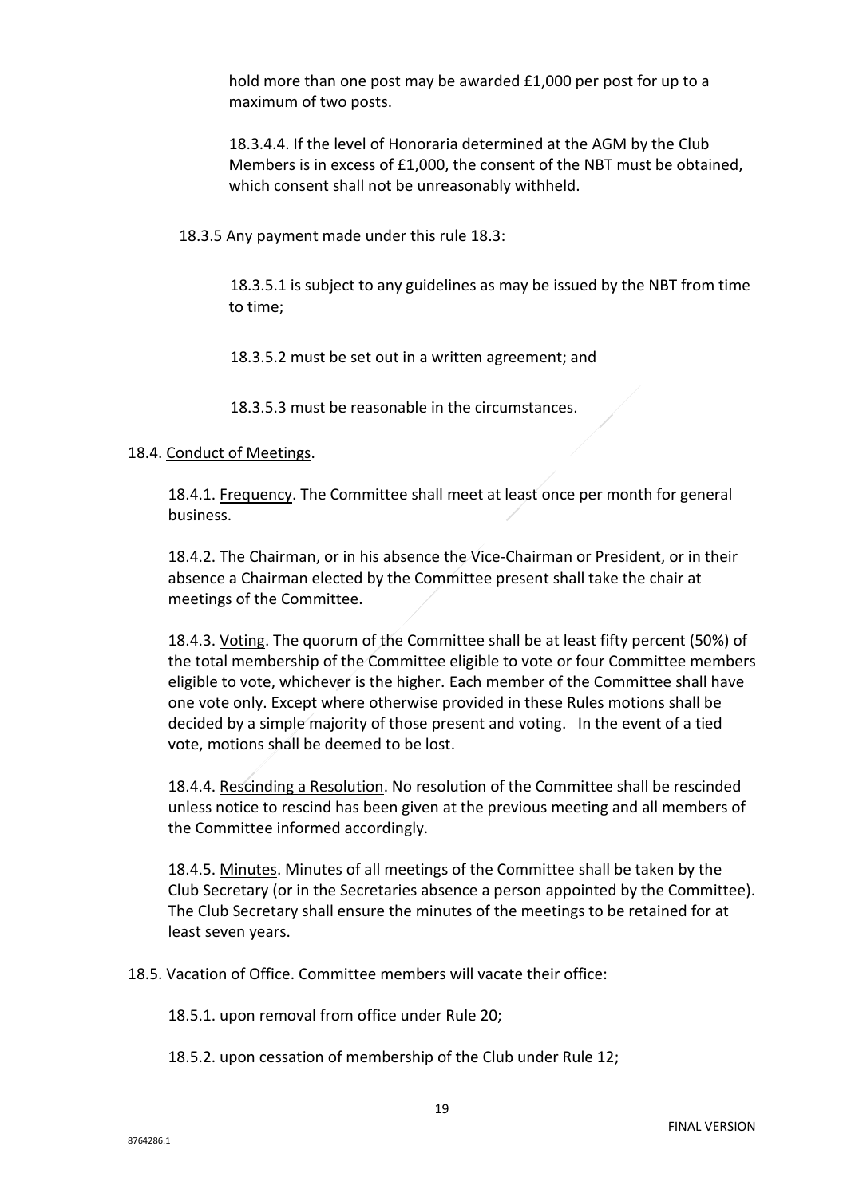hold more than one post may be awarded £1,000 per post for up to a maximum of two posts.

18.3.4.4. If the level of Honoraria determined at the AGM by the Club Members is in excess of £1,000, the consent of the NBT must be obtained, which consent shall not be unreasonably withheld.

18.3.5 Any payment made under this rule 18.3:

18.3.5.1 is subject to any guidelines as may be issued by the NBT from time to time;

18.3.5.2 must be set out in a written agreement; and

18.3.5.3 must be reasonable in the circumstances.

18.4. <u>Conduct of Meetings</u>.

18.4.1. <u>Frequency</u>. The Committee shall meet at least once per month for general business.

18.4.2. The Chairman, or in his absence the Vice-Chairman or President, or in their absence a Chairman elected by the Committee present shall take the chair at meetings of the Committee.

18.4.3. <u>Voting</u>. The quorum of the Committee shall be at least fifty percent (50%) of the total membership of the Committee eligible to vote or four Committee members eligible to vote, whichever is the higher. Each member of the Committee shall have one vote only. Except where otherwise provided in these Rules motions shall be decided by a simple majority of those present and voting. In the event of a tied vote, motions shall be deemed to be lost.

18.4.4. <u>Rescinding a Resolution</u>. No resolution of the Committee shall be rescinded unless notice to rescind has been given at the previous meeting and all members of the Committee informed accordingly.

18.4.5. <u>Minutes</u>. Minutes of all meetings of the Committee shall be taken by the Club Secretary (or in the Secretaries absence a person appointed by the Committee). The Club Secretary shall ensure the minutes of the meetings to be retained for at least seven years.

18.5. <u>Vacation of Office</u>. Committee members will vacate their office:

18.5.1. upon removal from office under Rule 20;

18.5.2. upon cessation of membership of the Club under Rule 12;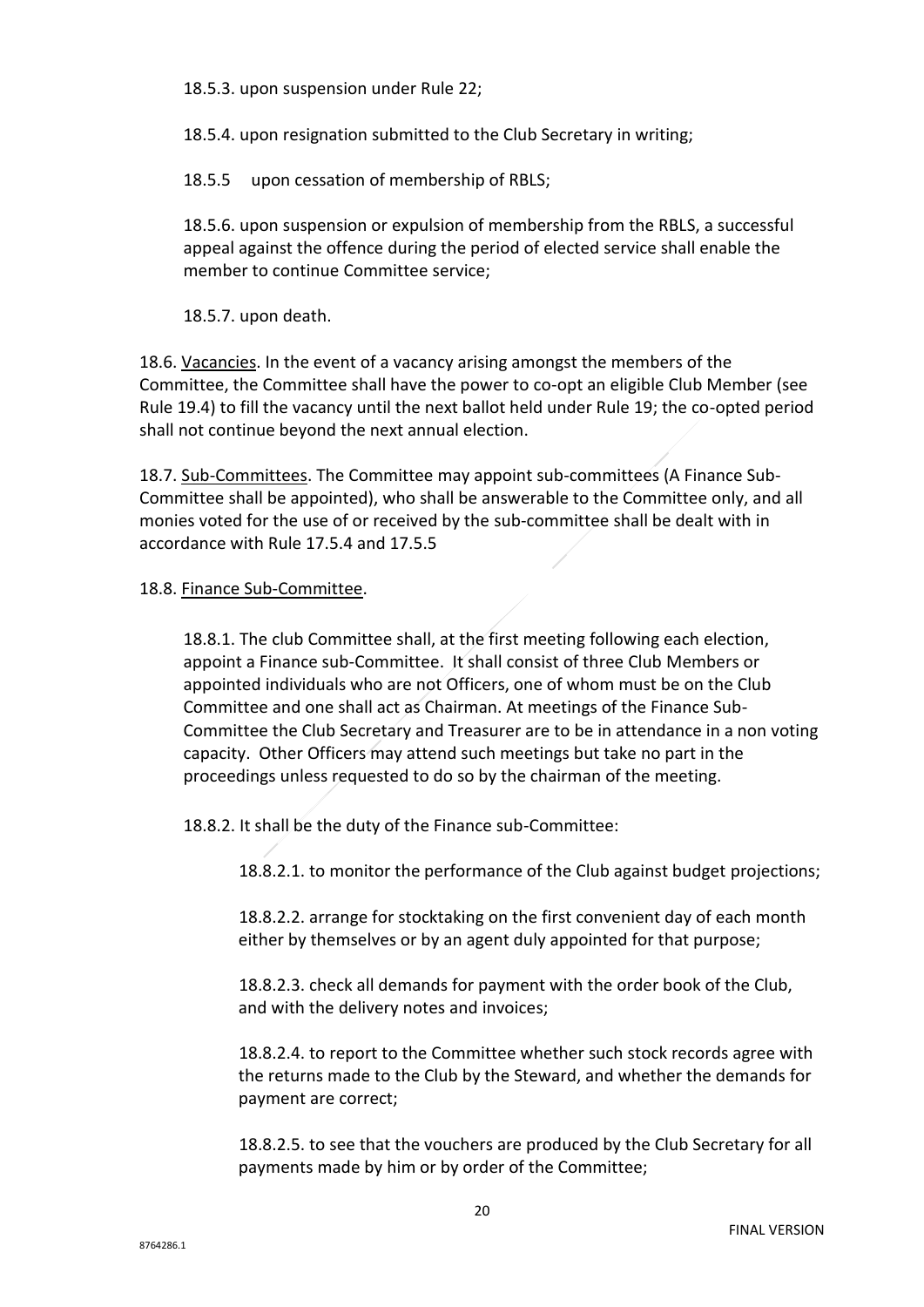18.5.3. upon suspension under Rule 22;

18.5.4. upon resignation submitted to the Club Secretary in writing;

18.5.5 upon cessation of membership of RBLS;

18.5.6. upon suspension or expulsion of membership from the RBLS, a successful appeal against the offence during the period of elected service shall enable the member to continue Committee service;

18.5.7. upon death.

18.6. Vacancies. In the event of a vacancy arising amongst the members of the Committee, the Committee shall have the power to co-opt an eligible Club Member (see Rule 19.4) to fill the vacancy until the next ballot held under Rule 19; the co-opted period shall not continue beyond the next annual election.

18.7. Sub-Committees. The Committee may appoint sub-committees (A Finance Sub-Committee shall be appointed), who shall be answerable to the Committee only, and all monies voted for the use of or received by the sub-committee shall be dealt with in accordance with Rule 17.5.4 and 17.5.5

18.8. Finance Sub-Committee.

18.8.1. The club Committee shall, at the first meeting following each election, appoint a Finance sub-Committee. It shall consist of three Club Members or appointed individuals who are not Officers, one of whom must be on the Club Committee and one shall act as Chairman. At meetings of the Finance Sub-Committee the Club Secretary and Treasurer are to be in attendance in a non voting capacity. Other Officers may attend such meetings but take no part in the proceedings unless requested to do so by the chairman of the meeting.

18.8.2. It shall be the duty of the Finance sub-Committee:

18.8.2.1. to monitor the performance of the Club against budget projections;

18.8.2.2. arrange for stocktaking on the first convenient day of each month either by themselves or by an agent duly appointed for that purpose;

18.8.2.3. check all demands for payment with the order book of the Club, and with the delivery notes and invoices;

18.8.2.4. to report to the Committee whether such stock records agree with the returns made to the Club by the Steward, and whether the demands for payment are correct;

18.8.2.5. to see that the vouchers are produced by the Club Secretary for all payments made by him or by order of the Committee;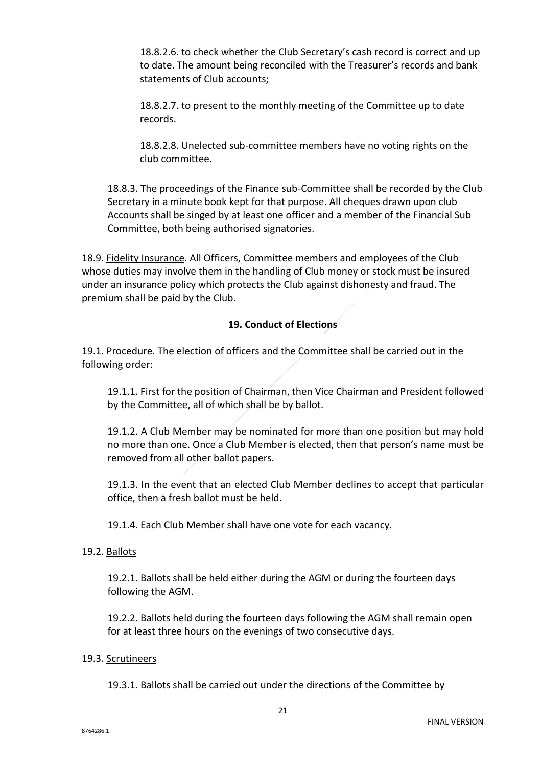18.8.2.6. to check whether the Club Secretary's cash record is correct and up to date. The amount being reconciled with the Treasurer's records and bank statements of Club accounts;

18.8.2.7. to present to the monthly meeting of the Committee up to date records.

18.8.2.8. Unelected sub-committee members have no voting rights on the club committee.

18.8.3. The proceedings of the Finance sub-Committee shall be recorded by the Club Secretary in a minute book kept for that purpose. All cheques drawn upon club Accounts shall be singed by at least one officer and a member of the Financial Sub Committee, both being authorised signatories.

18.9. Fidelity Insurance. All Officers, Committee members and employees of the Club whose duties may involve them in the handling of Club money or stock must be insured under an insurance policy which protects the Club against dishonesty and fraud. The premium shall be paid by the Club.

## 19. Conduct of Elections

19.1. Procedure. The election of officers and the Committee shall be carried out in the following order:

19.1.1. First for the position of Chairman, then Vice Chairman and President followed by the Committee, all of which shall be by ballot.

19.1.2. A Club Member may be nominated for more than one position but may hold no more than one. Once a Club Member is elected, then that person's name must be removed from all other ballot papers.

19.1.3. In the event that an elected Club Member declines to accept that particular office, then a fresh ballot must be held.

19.1.4. Each Club Member shall have one vote for each vacancy.

19.2. Ballots

19.2.1. Ballots shall be held either during the AGM or during the fourteen days following the AGM.

19.2.2. Ballots held during the fourteen days following the AGM shall remain open for at least three hours on the evenings of two consecutive days.

19.3. Scrutineers

19.3.1. Ballots shall be carried out under the directions of the Committee by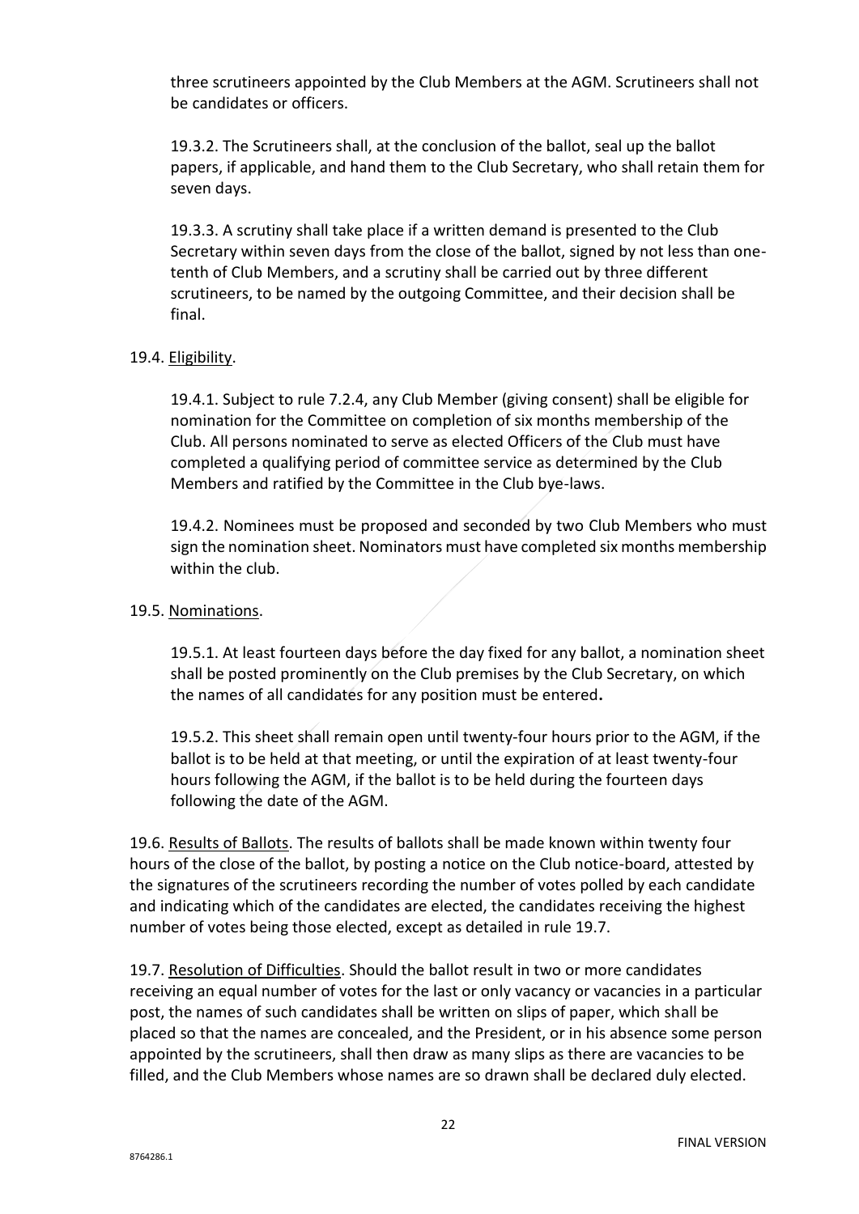three scrutineers appointed by the Club Members at the AGM. Scrutineers shall not be candidates or officers.

19.3.2. The Scrutineers shall, at the conclusion of the ballot, seal up the ballot papers, if applicable, and hand them to the Club Secretary, who shall retain them for seven days.

19.3.3. A scrutiny shall take place if a written demand is presented to the Club Secretary within seven days from the close of the ballot, signed by not less than one-tenth of Club Members, and a scrutiny shall be carried out by three different scrutineers, to be named by the outgoing Committee, and their decision shall be final.

19.4. Eligibility.

19.4.1. Subject to rule 7.2.4, any Club Member (giving consent) shall be eligible for nomination for the Committee on completion of six months membership of the Club. All persons nominated to serve as elected Officers of the Club must have completed a qualifying period of committee service as determined by the Club Members and ratified by the Committee in the Club bye-laws.

19.4.2. Nominees must be proposed and seconded by two Club Members who must sign the nomination sheet. Nominators must have completed six months membership within the club.

19.5. Nominations.

19.5.1. At least fourteen days before the day fixed for any ballot, a nomination sheet shall be posted prominently on the Club premises by the Club Secretary, on which the names of all candidates for any position must be entered**.**

19.5.2. This sheet shall remain open until twenty-four hours prior to the AGM, if the ballot is to be held at that meeting, or until the expiration of at least twenty-four hours following the AGM, if the ballot is to be held during the fourteen days following the date of the AGM.

19.6. Results of Ballots. The results of ballots shall be made known within twenty four hours of the close of the ballot, by posting a notice on the Club notice-board, attested by the signatures of the scrutineers recording the number of votes polled by each candidate and indicating which of the candidates are elected, the candidates receiving the highest number of votes being those elected, except as detailed in rule 19.7.

19.7. Resolution of Difficulties. Should the ballot result in two or more candidates receiving an equal number of votes for the last or only vacancy or vacancies in a particular post, the names of such candidates shall be written on slips of paper, which shall be placed so that the names are concealed, and the President, or in his absence some person appointed by the scrutineers, shall then draw as many slips as there are vacancies to be filled, and the Club Members whose names are so drawn shall be declared duly elected.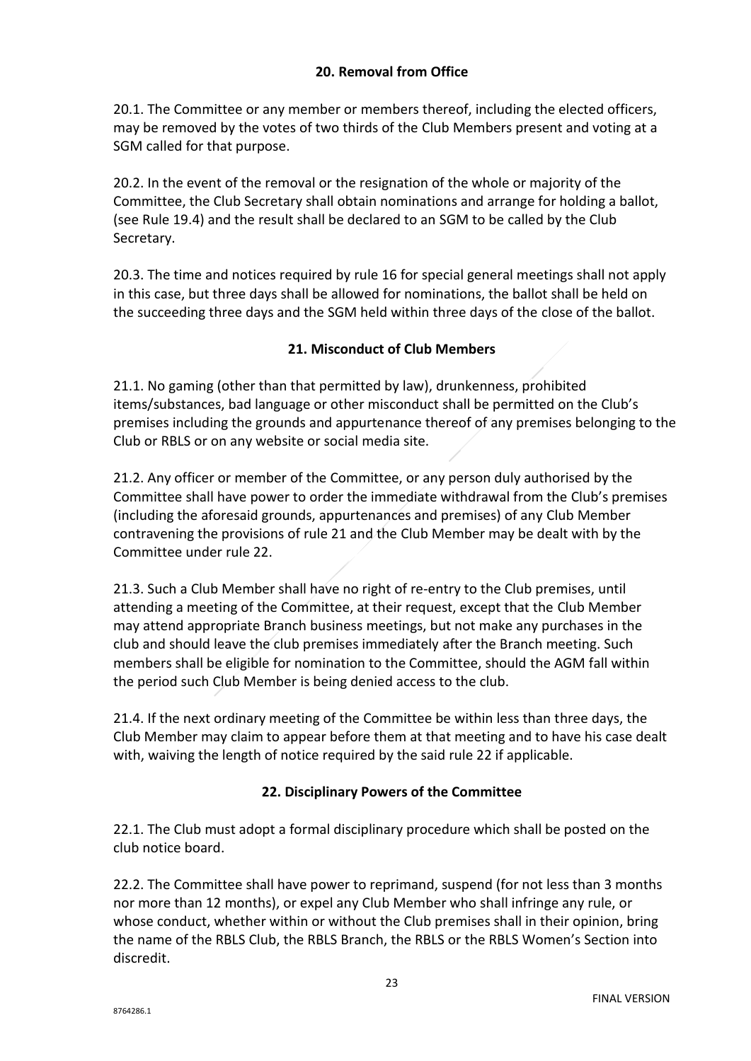## 20. Removal from Office

20.1. The Committee or any member or members thereof, including the elected officers, may be removed by the votes of two thirds of the Club Members present and voting at a SGM called for that purpose.

20.2. In the event of the removal or the resignation of the whole or majority of the Committee, the Club Secretary shall obtain nominations and arrange for holding a ballot, (see Rule 19.4) and the result shall be declared to an SGM to be called by the Club Secretary.

20.3. The time and notices required by rule 16 for special general meetings shall not apply in this case, but three days shall be allowed for nominations, the ballot shall be held on the succeeding three days and the SGM held within three days of the close of the ballot.

## 21. Misconduct of Club Members

21.1. No gaming (other than that permitted by law), drunkenness, prohibited items/substances, bad language or other misconduct shall be permitted on the Club's premises including the grounds and appurtenance thereof of any premises belonging to the Club or RBLS or on any website or social media site.

21.2. Any officer or member of the Committee, or any person duly authorised by the Committee shall have power to order the immediate withdrawal from the Club's premises (including the aforesaid grounds, appurtenances and premises) of any Club Member contravening the provisions of rule 21 and the Club Member may be dealt with by the Committee under rule 22.

21.3. Such a Club Member shall have no right of re-entry to the Club premises, until attending a meeting of the Committee, at their request, except that the Club Member may attend appropriate Branch business meetings, but not make any purchases in the club and should leave the club premises immediately after the Branch meeting. Such members shall be eligible for nomination to the Committee, should the AGM fall within the period such Club Member is being denied access to the club.

21.4. If the next ordinary meeting of the Committee be within less than three days, the Club Member may claim to appear before them at that meeting and to have his case dealt with, waiving the length of notice required by the said rule 22 if applicable.

## 22. Disciplinary Powers of the Committee

22.1. The Club must adopt a formal disciplinary procedure which shall be posted on the club notice board.

22.2. The Committee shall have power to reprimand, suspend (for not less than 3 months nor more than 12 months), or expel any Club Member who shall infringe any rule, or whose conduct, whether within or without the Club premises shall in their opinion, bring the name of the RBLS Club, the RBLS Branch, the RBLS or the RBLS Women's Section into discredit.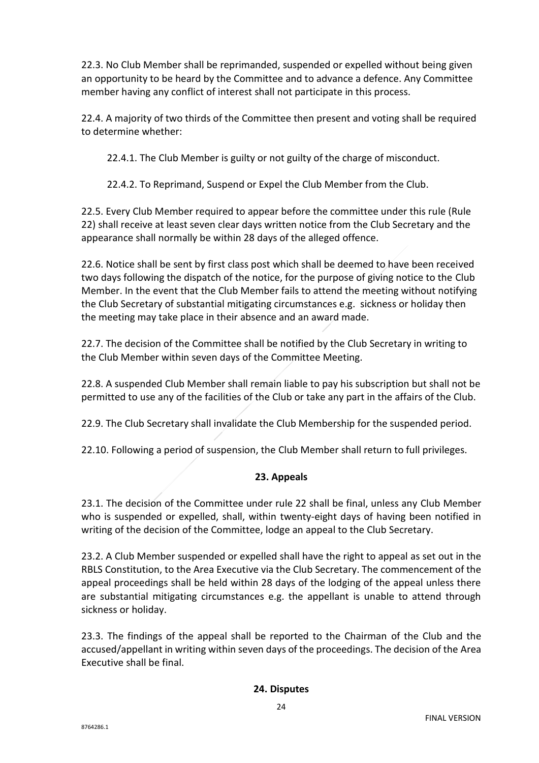22.3. No Club Member shall be reprimanded, suspended or expelled without being given an opportunity to be heard by the Committee and to advance a defence. Any Committee member having any conflict of interest shall not participate in this process.

22.4. A majority of two thirds of the Committee then present and voting shall be required to determine whether:

22.4.1. The Club Member is guilty or not guilty of the charge of misconduct.

22.4.2. To Reprimand, Suspend or Expel the Club Member from the Club.

22.5. Every Club Member required to appear before the committee under this rule (Rule 22) shall receive at least seven clear days written notice from the Club Secretary and the appearance shall normally be within 28 days of the alleged offence.

22.6. Notice shall be sent by first class post which shall be deemed to have been received two days following the dispatch of the notice, for the purpose of giving notice to the Club Member. In the event that the Club Member fails to attend the meeting without notifying the Club Secretary of substantial mitigating circumstances e.g. sickness or holiday then the meeting may take place in their absence and an award made.

22.7. The decision of the Committee shall be notified by the Club Secretary in writing to the Club Member within seven days of the Committee Meeting.

22.8. A suspended Club Member shall remain liable to pay his subscription but shall not be permitted to use any of the facilities of the Club or take any part in the affairs of the Club.

22.9. The Club Secretary shall invalidate the Club Membership for the suspended period.

22.10. Following a period of suspension, the Club Member shall return to full privileges.

## 23. Appeals

23.1. The decision of the Committee under rule 22 shall be final, unless any Club Member who is suspended or expelled, shall, within twenty-eight days of having been notified in writing of the decision of the Committee, lodge an appeal to the Club Secretary.

23.2. A Club Member suspended or expelled shall have the right to appeal as set out in the RBLS Constitution, to the Area Executive via the Club Secretary. The commencement of the appeal proceedings shall be held within 28 days of the lodging of the appeal unless there are substantial mitigating circumstances e.g. the appellant is unable to attend through sickness or holiday.

23.3. The findings of the appeal shall be reported to the Chairman of the Club and the accused/appellant in writing within seven days of the proceedings. The decision of the Area Executive shall be final.

## 24. Disputes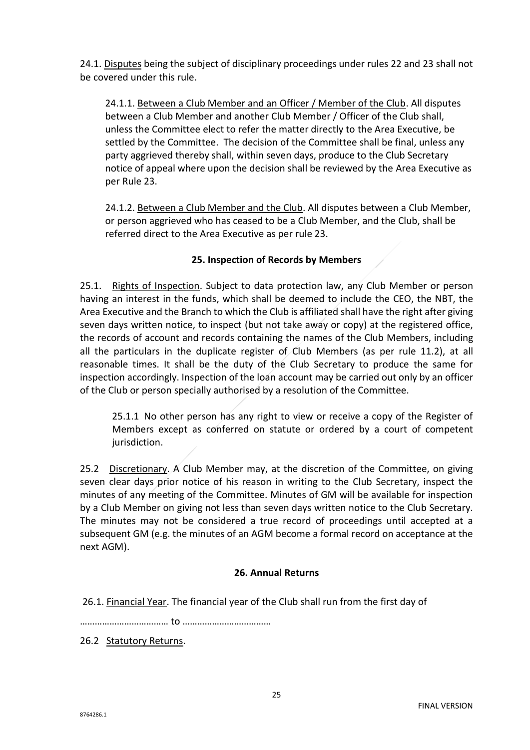24.1. <u>Disputes</u> being the subject of disciplinary proceedings under rules 22 and 23 shall not be covered under this rule.

24.1.1. <u>Between a Club Member and an Officer / Member of the Club</u>. All disputes between a Club Member and another Club Member / Officer of the Club shall, unless the Committee elect to refer the matter directly to the Area Executive, be settled by the Committee. The decision of the Committee shall be final, unless any party aggrieved thereby shall, within seven days, produce to the Club Secretary notice of appeal where upon the decision shall be reviewed by the Area Executive as per Rule 23.

24.1.2. <u>Between a Club Member and the Club</u>. All disputes between a Club Member, or person aggrieved who has ceased to be a Club Member, and the Club, shall be referred direct to the Area Executive as per rule 23.

**25. Inspection of Records by Members**

25.1. <u>Rights of Inspection</u>. Subject to data protection law, any Club Member or person having an interest in the funds, which shall be deemed to include the CEO, the NBT, the Area Executive and the Branch to which the Club is affiliated shall have the right after giving seven days written notice, to inspect (but not take away or copy) at the registered office, the records of account and records containing the names of the Club Members, including all the particulars in the duplicate register of Club Members (as per rule 11.2), at all reasonable times. It shall be the duty of the Club Secretary to produce the same for inspection accordingly. Inspection of the loan account may be carried out only by an officer of the Club or person specially authorised by a resolution of the Committee.

25.1.1 No other person has any right to view or receive a copy of the Register of Members except as conferred on statute or ordered by a court of competent jurisdiction.

25.2 <u>Discretionary</u>. A Club Member may, at the discretion of the Committee, on giving seven clear days prior notice of his reason in writing to the Club Secretary, inspect the minutes of any meeting of the Committee. Minutes of GM will be available for inspection by a Club Member on giving not less than seven days written notice to the Club Secretary. The minutes may not be considered a true record of proceedings until accepted at a subsequent GM (e.g. the minutes of an AGM become a formal record on acceptance at the next AGM).

**26. Annual Returns**

26.1. <u>Financial Year</u>. The financial year of the Club shall run from the first day of

……………………………… to ………………………………

26.2 <u>Statutory Returns</u>.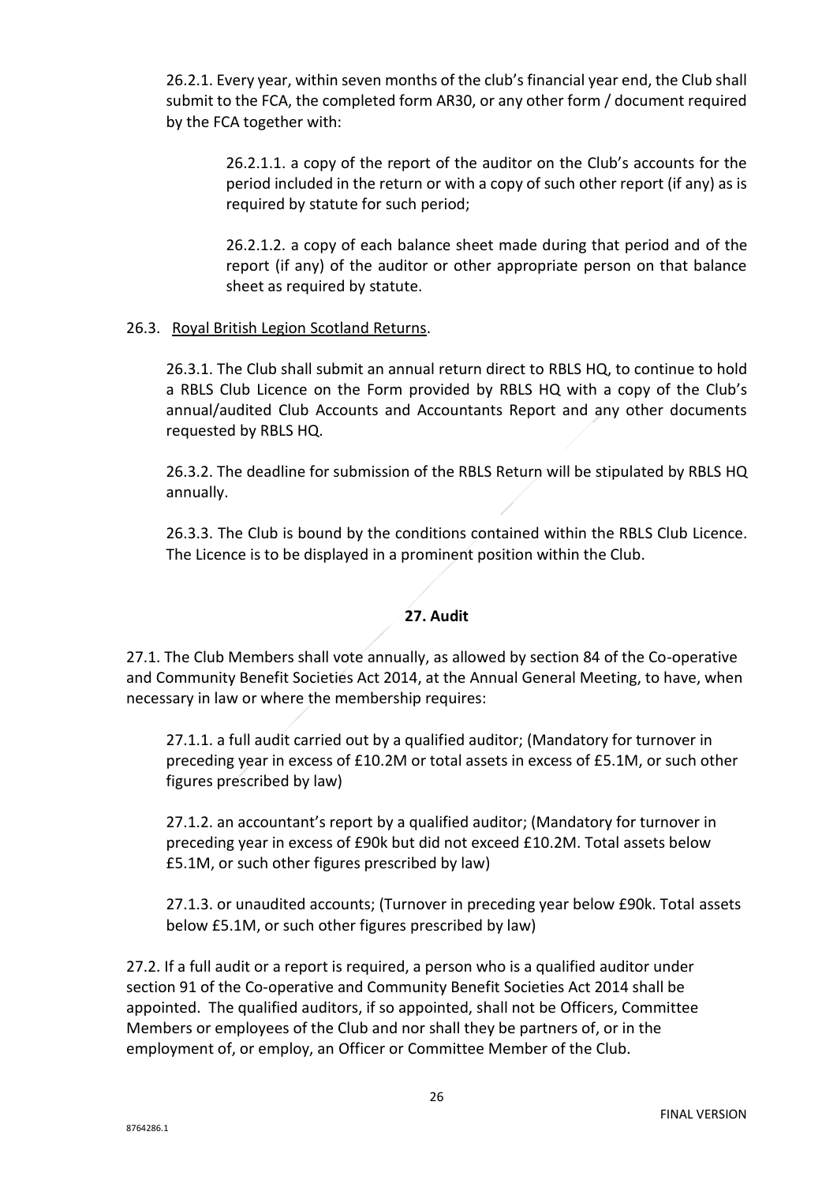26.2.1. Every year, within seven months of the club's financial year end, the Club shall submit to the FCA, the completed form AR30, or any other form / document required by the FCA together with:

26.2.1.1. a copy of the report of the auditor on the Club's accounts for the period included in the return or with a copy of such other report (if any) as is required by statute for such period;

26.2.1.2. a copy of each balance sheet made during that period and of the report (if any) of the auditor or other appropriate person on that balance sheet as required by statute.

26.3. <u>Royal British Legion Scotland Returns</u>.

26.3.1. The Club shall submit an annual return direct to RBLS HQ, to continue to hold a RBLS Club Licence on the Form provided by RBLS HQ with a copy of the Club's annual/audited Club Accounts and Accountants Report and any other documents requested by RBLS HQ.

26.3.2. The deadline for submission of the RBLS Return will be stipulated by RBLS HQ annually.

26.3.3. The Club is bound by the conditions contained within the RBLS Club Licence. The Licence is to be displayed in a prominent position within the Club.

## 27. Audit

27.1. The Club Members shall vote annually, as allowed by section 84 of the Co-operative and Community Benefit Societies Act 2014, at the Annual General Meeting, to have, when necessary in law or where the membership requires:

27.1.1. a full audit carried out by a qualified auditor; (Mandatory for turnover in preceding year in excess of £10.2M or total assets in excess of £5.1M, or such other figures prescribed by law)

27.1.2. an accountant's report by a qualified auditor; (Mandatory for turnover in preceding year in excess of £90k but did not exceed £10.2M. Total assets below £5.1M, or such other figures prescribed by law)

27.1.3. or unaudited accounts; (Turnover in preceding year below £90k. Total assets below £5.1M, or such other figures prescribed by law)

27.2. If a full audit or a report is required, a person who is a qualified auditor under section 91 of the Co-operative and Community Benefit Societies Act 2014 shall be appointed. The qualified auditors, if so appointed, shall not be Officers, Committee Members or employees of the Club and nor shall they be partners of, or in the employment of, or employ, an Officer or Committee Member of the Club.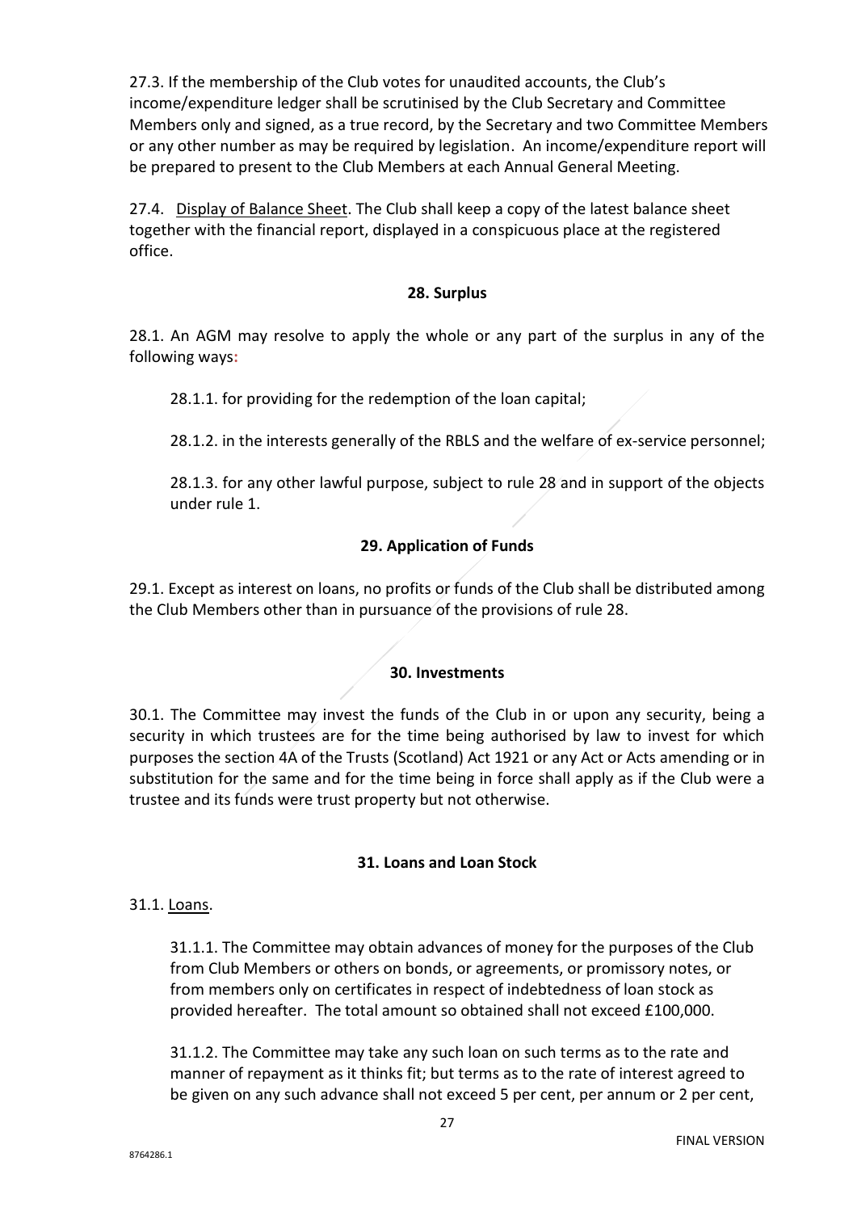27.3. If the membership of the Club votes for unaudited accounts, the Club's income/expenditure ledger shall be scrutinised by the Club Secretary and Committee Members only and signed, as a true record, by the Secretary and two Committee Members or any other number as may be required by legislation. An income/expenditure report will be prepared to present to the Club Members at each Annual General Meeting.

27.4. Display of Balance Sheet. The Club shall keep a copy of the latest balance sheet together with the financial report, displayed in a conspicuous place at the registered office.

**28. Surplus**

28.1. An AGM may resolve to apply the whole or any part of the surplus in any of the following ways:

28.1.1. for providing for the redemption of the loan capital;

28.1.2. in the interests generally of the RBLS and the welfare of ex-service personnel;

28.1.3. for any other lawful purpose, subject to rule 28 and in support of the objects under rule 1.

**29. Application of Funds**

29.1. Except as interest on loans, no profits or funds of the Club shall be distributed among the Club Members other than in pursuance of the provisions of rule 28.

**30. Investments**

30.1. The Committee may invest the funds of the Club in or upon any security, being a security in which trustees are for the time being authorised by law to invest for which purposes the section 4A of the Trusts (Scotland) Act 1921 or any Act or Acts amending or in substitution for the same and for the time being in force shall apply as if the Club were a trustee and its funds were trust property but not otherwise.

**31. Loans and Loan Stock**

31.1. Loans.

31.1.1. The Committee may obtain advances of money for the purposes of the Club from Club Members or others on bonds, or agreements, or promissory notes, or from members only on certificates in respect of indebtedness of loan stock as provided hereafter. The total amount so obtained shall not exceed £100,000.

31.1.2. The Committee may take any such loan on such terms as to the rate and manner of repayment as it thinks fit; but terms as to the rate of interest agreed to be given on any such advance shall not exceed 5 per cent, per annum or 2 per cent,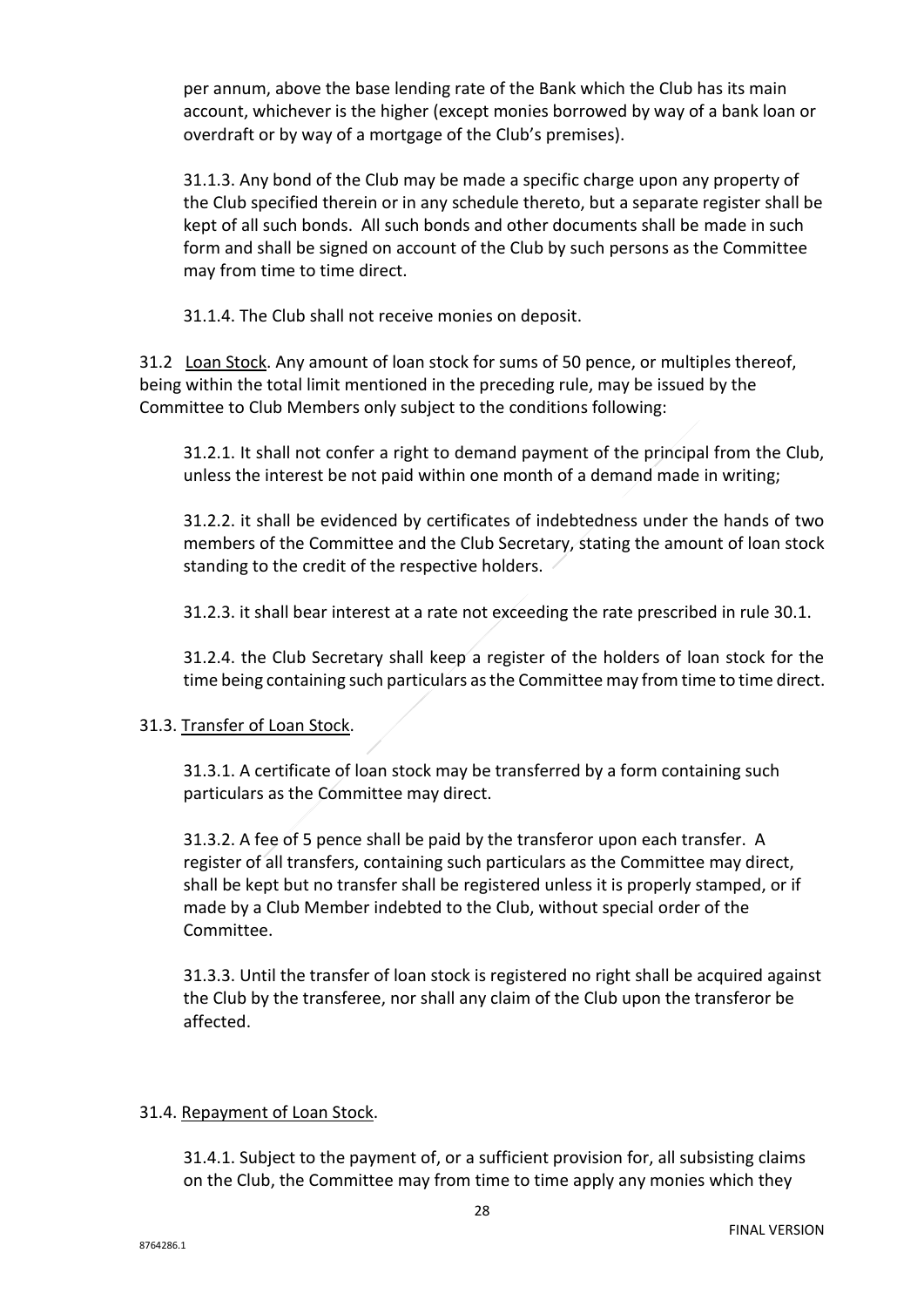per annum, above the base lending rate of the Bank which the Club has its main account, whichever is the higher (except monies borrowed by way of a bank loan or overdraft or by way of a mortgage of the Club's premises).

31.1.3. Any bond of the Club may be made a specific charge upon any property of the Club specified therein or in any schedule thereto, but a separate register shall be kept of all such bonds. All such bonds and other documents shall be made in such form and shall be signed on account of the Club by such persons as the Committee may from time to time direct.

31.1.4. The Club shall not receive monies on deposit.

31.2 Loan Stock. Any amount of loan stock for sums of 50 pence, or multiples thereof, being within the total limit mentioned in the preceding rule, may be issued by the Committee to Club Members only subject to the conditions following:

31.2.1. It shall not confer a right to demand payment of the principal from the Club, unless the interest be not paid within one month of a demand made in writing;

31.2.2. it shall be evidenced by certificates of indebtedness under the hands of two members of the Committee and the Club Secretary, stating the amount of loan stock standing to the credit of the respective holders.

31.2.3. it shall bear interest at a rate not exceeding the rate prescribed in rule 30.1.

31.2.4. the Club Secretary shall keep a register of the holders of loan stock for the time being containing such particulars as the Committee may from time to time direct.

31.3. Transfer of Loan Stock.

31.3.1. A certificate of loan stock may be transferred by a form containing such particulars as the Committee may direct.

31.3.2. A fee of 5 pence shall be paid by the transferor upon each transfer. A register of all transfers, containing such particulars as the Committee may direct, shall be kept but no transfer shall be registered unless it is properly stamped, or if made by a Club Member indebted to the Club, without special order of the Committee.

31.3.3. Until the transfer of loan stock is registered no right shall be acquired against the Club by the transferee, nor shall any claim of the Club upon the transferor be affected.

31.4. Repayment of Loan Stock.

31.4.1. Subject to the payment of, or a sufficient provision for, all subsisting claims on the Club, the Committee may from time to time apply any monies which they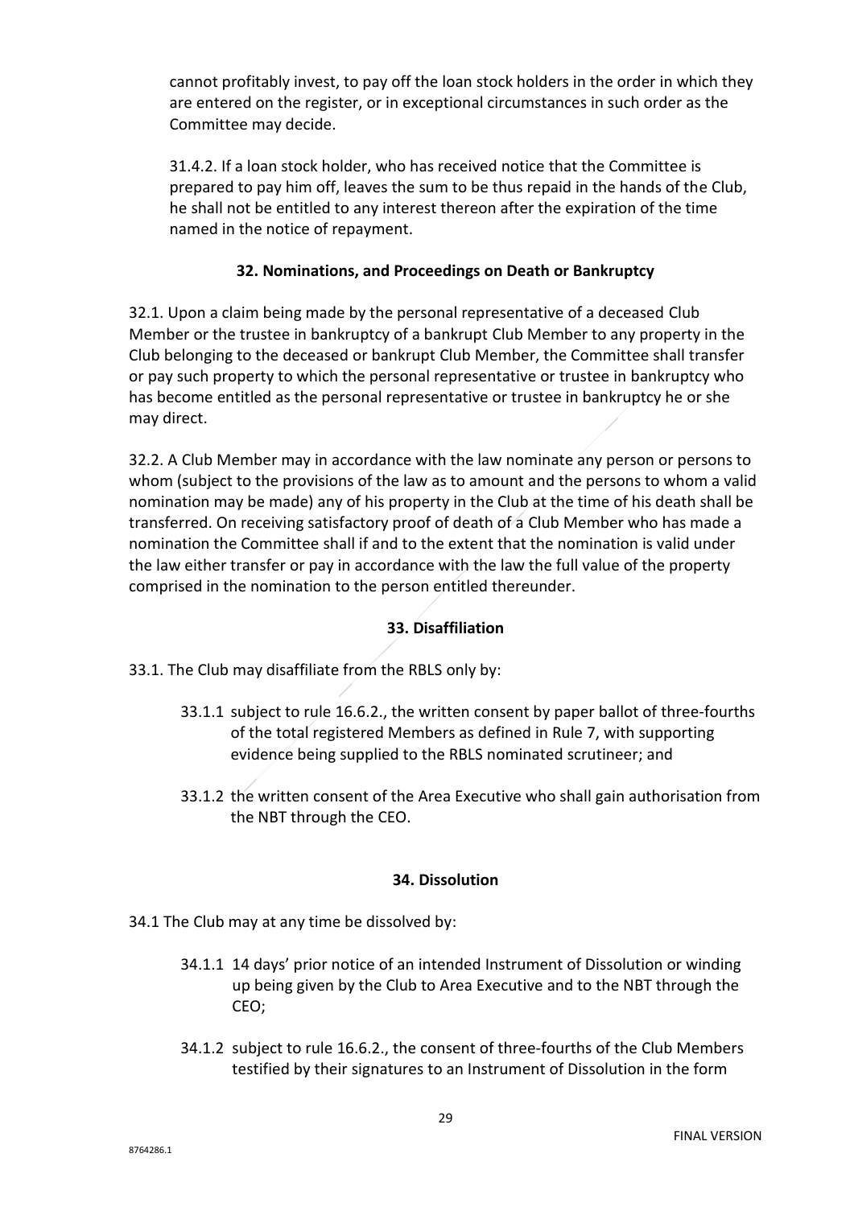cannot profitably invest, to pay off the loan stock holders in the order in which they are entered on the register, or in exceptional circumstances in such order as the Committee may decide.

31.4.2. If a loan stock holder, who has received notice that the Committee is prepared to pay him off, leaves the sum to be thus repaid in the hands of the Club, he shall not be entitled to any interest thereon after the expiration of the time named in the notice of repayment.

### 32. Nominations, and Proceedings on Death or Bankruptcy

32.1. Upon a claim being made by the personal representative of a deceased Club Member or the trustee in bankruptcy of a bankrupt Club Member to any property in the Club belonging to the deceased or bankrupt Club Member, the Committee shall transfer or pay such property to which the personal representative or trustee in bankruptcy who has become entitled as the personal representative or trustee in bankruptcy he or she may direct.

32.2. A Club Member may in accordance with the law nominate any person or persons to whom (subject to the provisions of the law as to amount and the persons to whom a valid nomination may be made) any of his property in the Club at the time of his death shall be transferred. On receiving satisfactory proof of death of a Club Member who has made a nomination the Committee shall if and to the extent that the nomination is valid under the law either transfer or pay in accordance with the law the full value of the property comprised in the nomination to the person entitled thereunder.

### 33. Disaffiliation

33.1. The Club may disaffiliate from the RBLS only by:

33.1.1 subject to rule 16.6.2., the written consent by paper ballot of three-fourths of the total registered Members as defined in Rule 7, with supporting evidence being supplied to the RBLS nominated scrutineer; and

33.1.2 the written consent of the Area Executive who shall gain authorisation from the NBT through the CEO.

### 34. Dissolution

34.1 The Club may at any time be dissolved by:

34.1.1 14 days' prior notice of an intended Instrument of Dissolution or winding up being given by the Club to Area Executive and to the NBT through the CEO;

34.1.2 subject to rule 16.6.2., the consent of three-fourths of the Club Members testified by their signatures to an Instrument of Dissolution in the form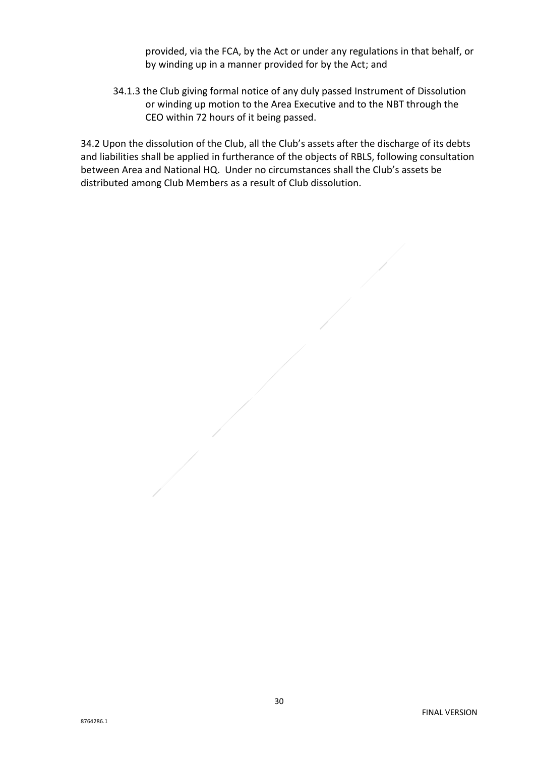provided, via the FCA, by the Act or under any regulations in that behalf, or by winding up in a manner provided for by the Act; and

34.1.3 the Club giving formal notice of any duly passed Instrument of Dissolution or winding up motion to the Area Executive and to the NBT through the CEO within 72 hours of it being passed.

34.2 Upon the dissolution of the Club, all the Club's assets after the discharge of its debts and liabilities shall be applied in furtherance of the objects of RBLS, following consultation between Area and National HQ. Under no circumstances shall the Club's assets be distributed among Club Members as a result of Club dissolution.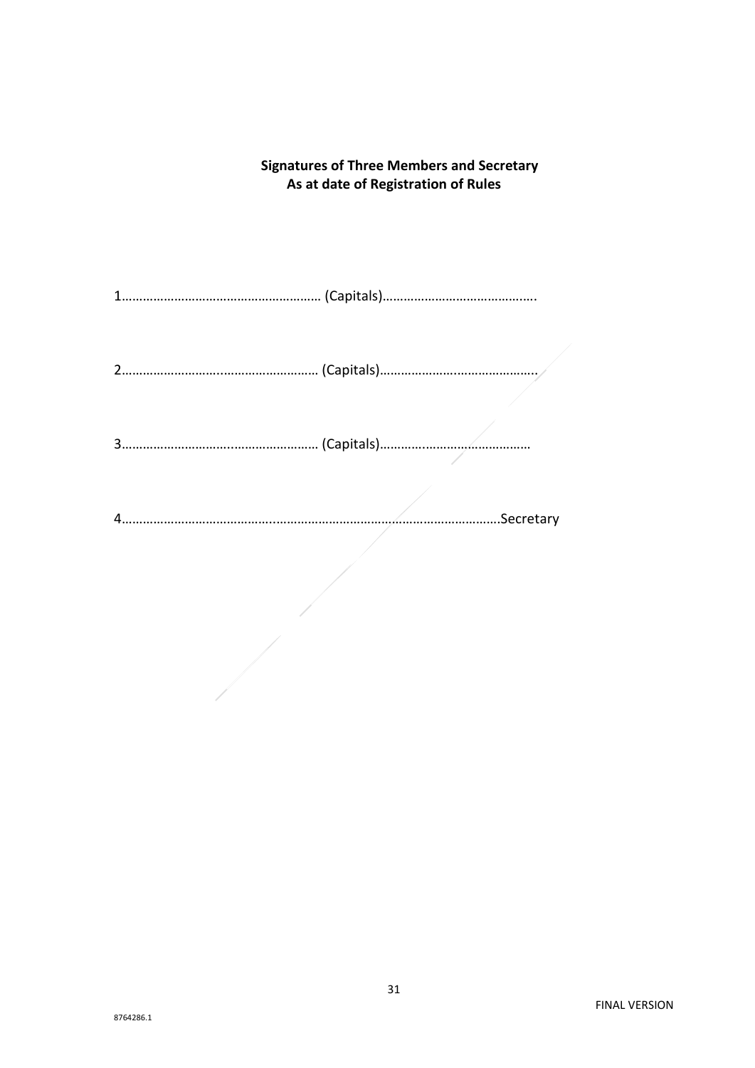**Signatures of Three Members and Secretary**
**As at date of Registration of Rules**

1………………………………………………… (Capitals)……………………………………..

2………………………………………………… (Capitals)……………………………………..

3………………………………………………… (Capitals)……………………………………

4……………………………………………………………………………………………Secretary

FINAL VERSION

8764286.1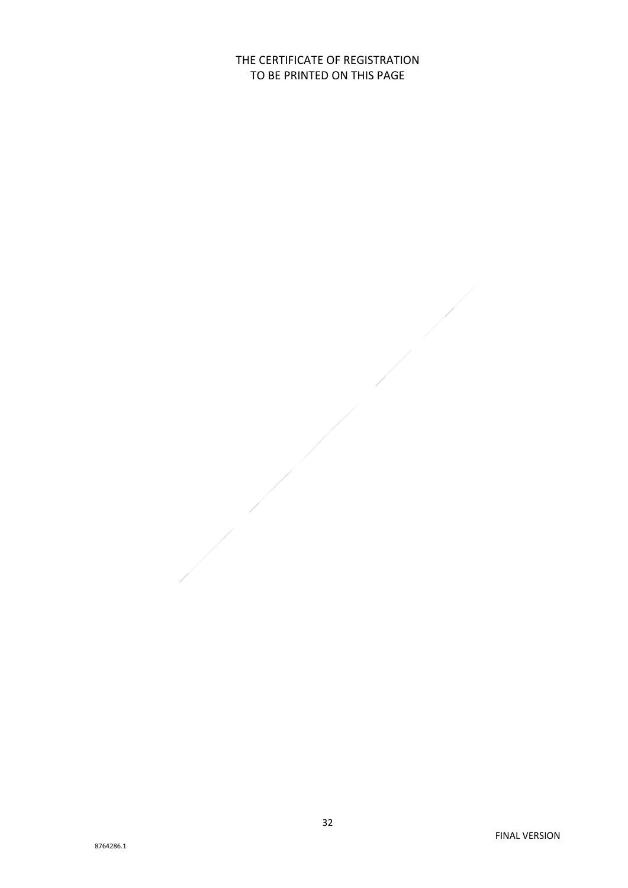THE CERTIFICATE OF REGISTRATION
TO BE PRINTED ON THIS PAGE